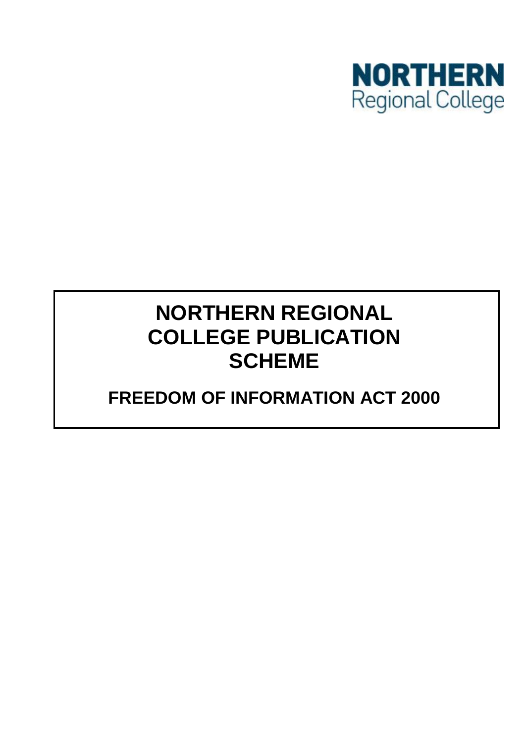NORTHERN
Regional College

# NORTHERN REGIONAL COLLEGE PUBLICATION SCHEME

## FREEDOM OF INFORMATION ACT 2000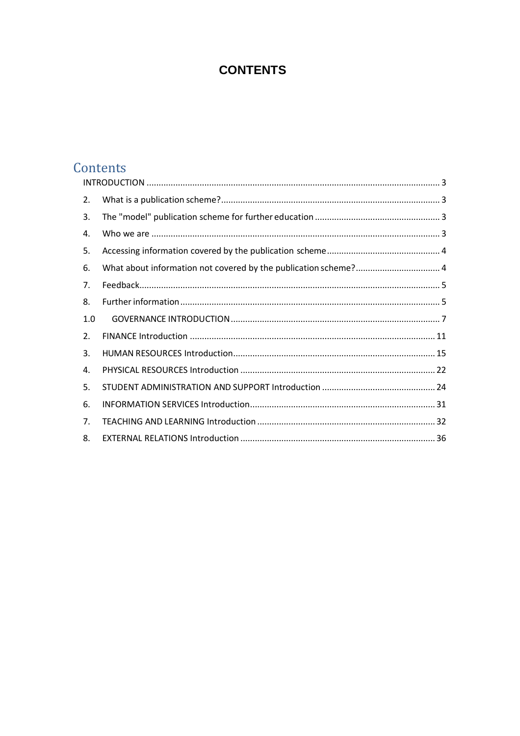# CONTENTS

## Contents

INTRODUCTION ........................................................................................................................ 3

2. What is a publication scheme?......................................................................................... 3
3. The "model" publication scheme for further education .................................................... 3
4. Who we are ...................................................................................................................... 3
5. Accessing information covered by the publication scheme ............................................... 4
6. What about information not covered by the publication scheme? .................................... 4
7. Feedback........................................................................................................................... 5
8. Further information .......................................................................................................... 5

1.0 GOVERNANCE INTRODUCTION ...................................................................................... 7

2. FINANCE Introduction .................................................................................................... 11
3. HUMAN RESOURCES Introduction................................................................................... 15
4. PHYSICAL RESOURCES Introduction ................................................................................ 22
5. STUDENT ADMINISTRATION AND SUPPORT Introduction ............................................... 24
6. INFORMATION SERVICES Introduction............................................................................ 31
7. TEACHING AND LEARNING Introduction ......................................................................... 32
8. EXTERNAL RELATIONS Introduction ................................................................................ 36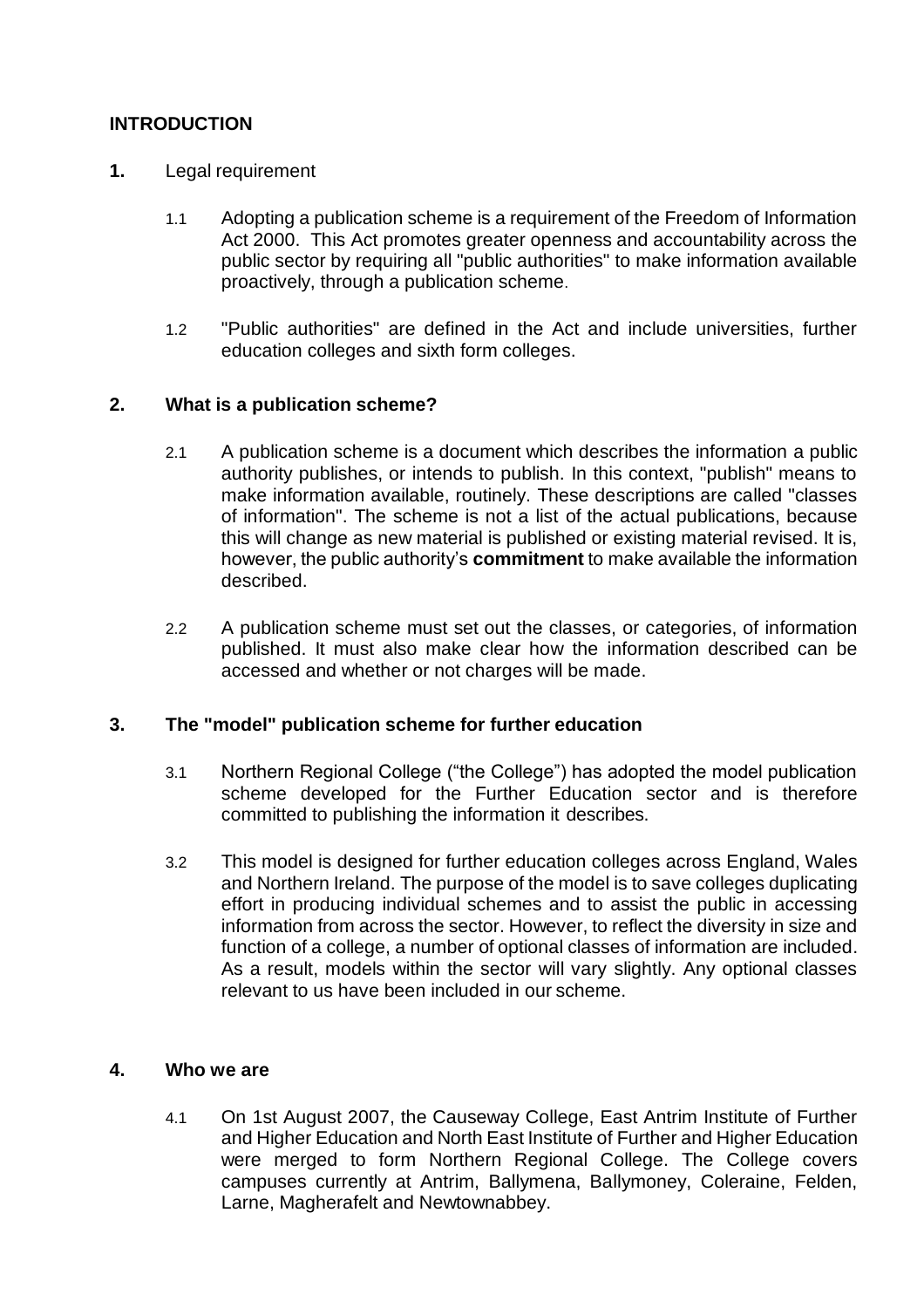## INTRODUCTION

**1.** Legal requirement

1.1 Adopting a publication scheme is a requirement of the Freedom of Information Act 2000. This Act promotes greater openness and accountability across the public sector by requiring all "public authorities" to make information available proactively, through a publication scheme.

1.2 "Public authorities" are defined in the Act and include universities, further education colleges and sixth form colleges.

### 2. What is a publication scheme?

2.1 A publication scheme is a document which describes the information a public authority publishes, or intends to publish. In this context, "publish" means to make information available, routinely. These descriptions are called "classes of information". The scheme is not a list of the actual publications, because this will change as new material is published or existing material revised. It is, however, the public authority's **commitment** to make available the information described.

2.2 A publication scheme must set out the classes, or categories, of information published. It must also make clear how the information described can be accessed and whether or not charges will be made.

### 3. The "model" publication scheme for further education

3.1 Northern Regional College ("the College") has adopted the model publication scheme developed for the Further Education sector and is therefore committed to publishing the information it describes.

3.2 This model is designed for further education colleges across England, Wales and Northern Ireland. The purpose of the model is to save colleges duplicating effort in producing individual schemes and to assist the public in accessing information from across the sector. However, to reflect the diversity in size and function of a college, a number of optional classes of information are included. As a result, models within the sector will vary slightly. Any optional classes relevant to us have been included in our scheme.

### 4. Who we are

4.1 On 1st August 2007, the Causeway College, East Antrim Institute of Further and Higher Education and North East Institute of Further and Higher Education were merged to form Northern Regional College. The College covers campuses currently at Antrim, Ballymena, Ballymoney, Coleraine, Felden, Larne, Magherafelt and Newtownabbey.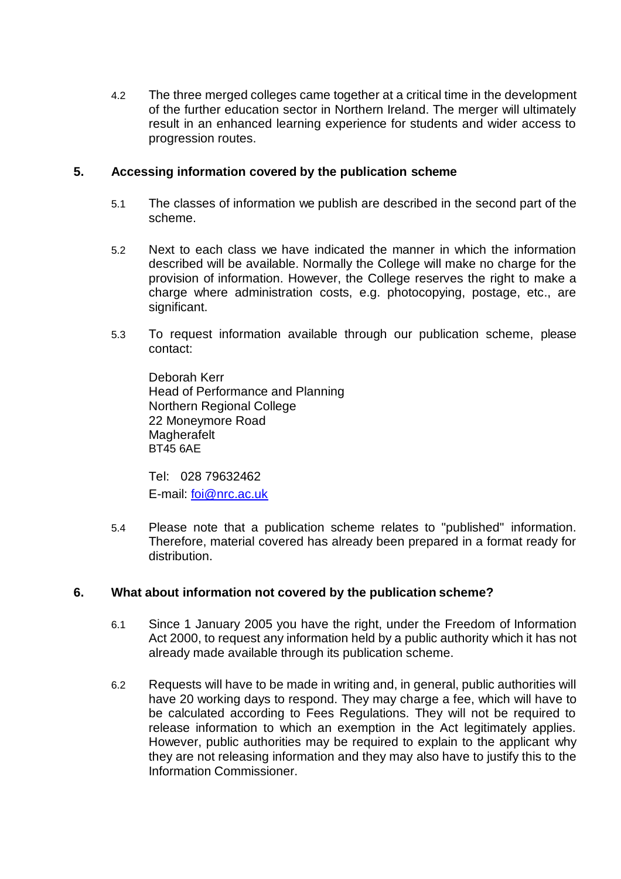4.2 The three merged colleges came together at a critical time in the development of the further education sector in Northern Ireland. The merger will ultimately result in an enhanced learning experience for students and wider access to progression routes.

## 5. Accessing information covered by the publication scheme

5.1 The classes of information we publish are described in the second part of the scheme.

5.2 Next to each class we have indicated the manner in which the information described will be available. Normally the College will make no charge for the provision of information. However, the College reserves the right to make a charge where administration costs, e.g. photocopying, postage, etc., are significant.

5.3 To request information available through our publication scheme, please contact:

Deborah Kerr  
Head of Performance and Planning  
Northern Regional College  
22 Moneymore Road  
Magherafelt  
BT45 6AE

Tel: 028 79632462  
E-mail: [foi@nrc.ac.uk](mailto:foi@nrc.ac.uk)

5.4 Please note that a publication scheme relates to "published" information. Therefore, material covered has already been prepared in a format ready for distribution.

## 6. What about information not covered by the publication scheme?

6.1 Since 1 January 2005 you have the right, under the Freedom of Information Act 2000, to request any information held by a public authority which it has not already made available through its publication scheme.

6.2 Requests will have to be made in writing and, in general, public authorities will have 20 working days to respond. They may charge a fee, which will have to be calculated according to Fees Regulations. They will not be required to release information to which an exemption in the Act legitimately applies. However, public authorities may be required to explain to the applicant why they are not releasing information and they may also have to justify this to the Information Commissioner.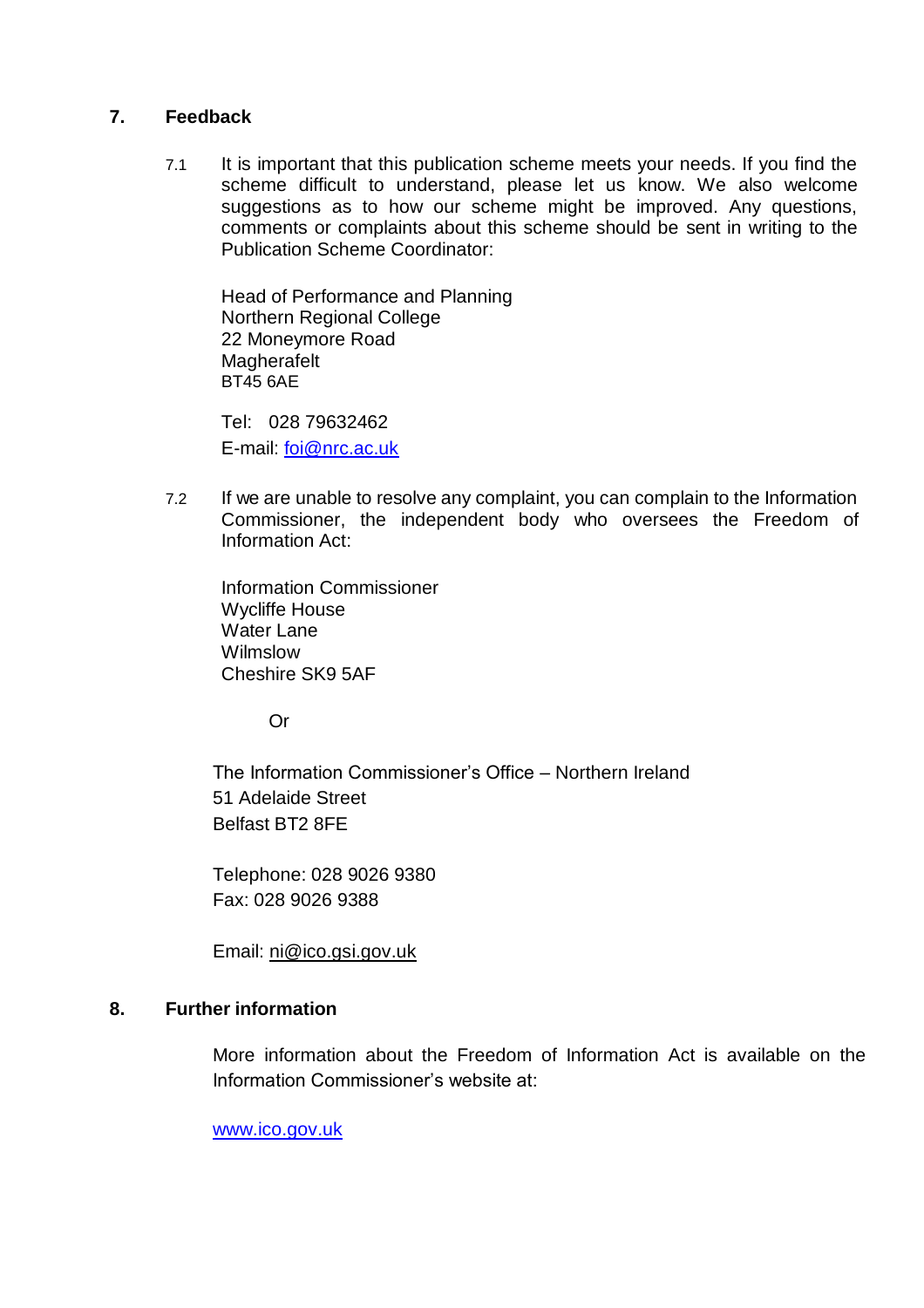## 7. Feedback

7.1 It is important that this publication scheme meets your needs. If you find the scheme difficult to understand, please let us know. We also welcome suggestions as to how our scheme might be improved. Any questions, comments or complaints about this scheme should be sent in writing to the Publication Scheme Coordinator:

Head of Performance and Planning
Northern Regional College
22 Moneymore Road
Magherafelt
BT45 6AE

Tel: 028 79632462
E-mail: foi@nrc.ac.uk

7.2 If we are unable to resolve any complaint, you can complain to the Information Commissioner, the independent body who oversees the Freedom of Information Act:

Information Commissioner
Wycliffe House
Water Lane
Wilmslow
Cheshire SK9 5AF

Or

The Information Commissioner's Office – Northern Ireland
51 Adelaide Street
Belfast BT2 8FE

Telephone: 028 9026 9380
Fax: 028 9026 9388

Email: ni@ico.gsi.gov.uk

## 8. Further information

More information about the Freedom of Information Act is available on the Information Commissioner's website at:

www.ico.gov.uk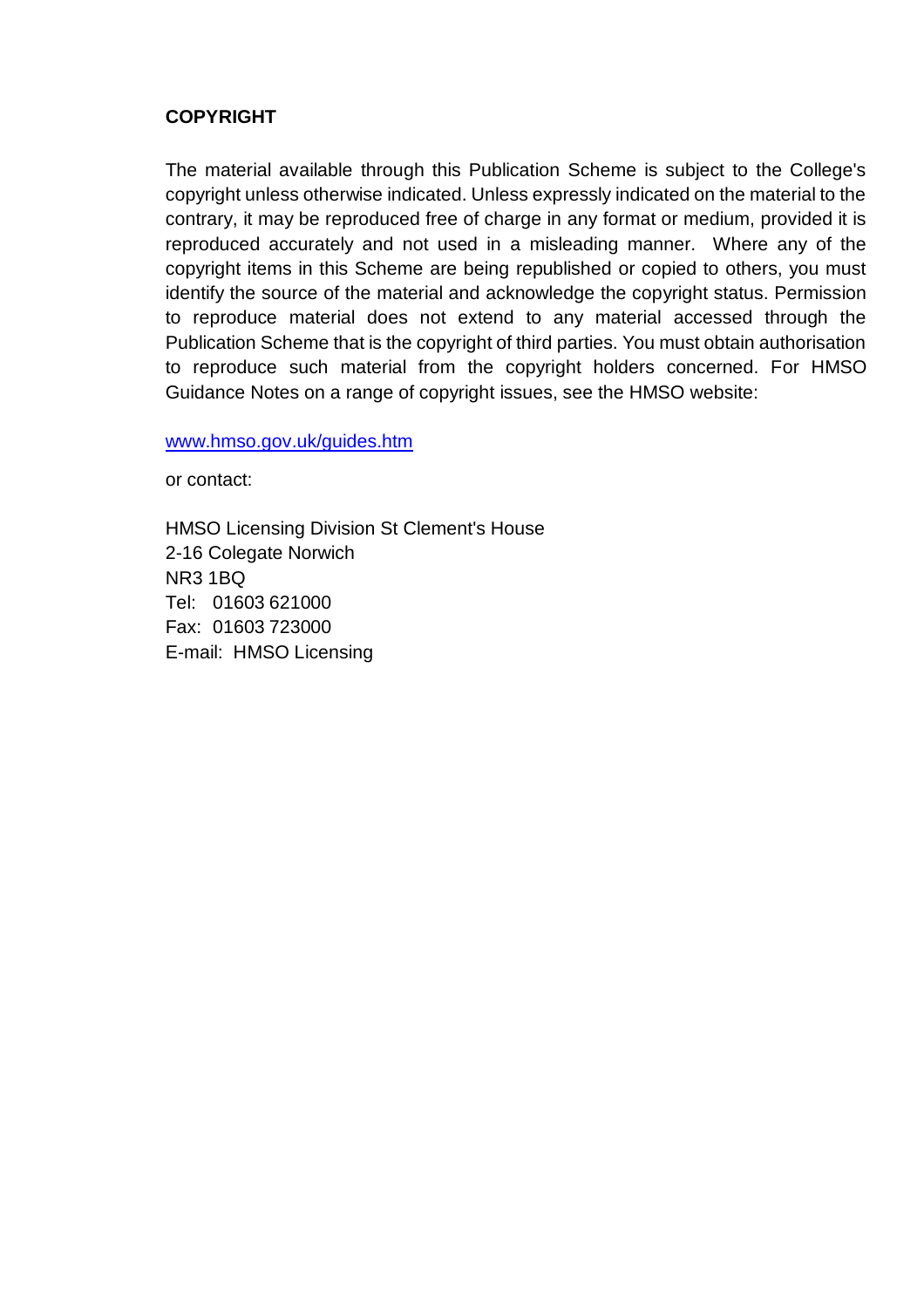## COPYRIGHT

The material available through this Publication Scheme is subject to the College's copyright unless otherwise indicated. Unless expressly indicated on the material to the contrary, it may be reproduced free of charge in any format or medium, provided it is reproduced accurately and not used in a misleading manner. Where any of the copyright items in this Scheme are being republished or copied to others, you must identify the source of the material and acknowledge the copyright status. Permission to reproduce material does not extend to any material accessed through the Publication Scheme that is the copyright of third parties. You must obtain authorisation to reproduce such material from the copyright holders concerned. For HMSO Guidance Notes on a range of copyright issues, see the HMSO website:

[www.hmso.gov.uk/guides.htm](http://www.hmso.gov.uk/guides.htm)

or contact:

HMSO Licensing Division St Clement's House
2-16 Colegate Norwich
NR3 1BQ
Tel: 01603 621000
Fax: 01603 723000
E-mail: HMSO Licensing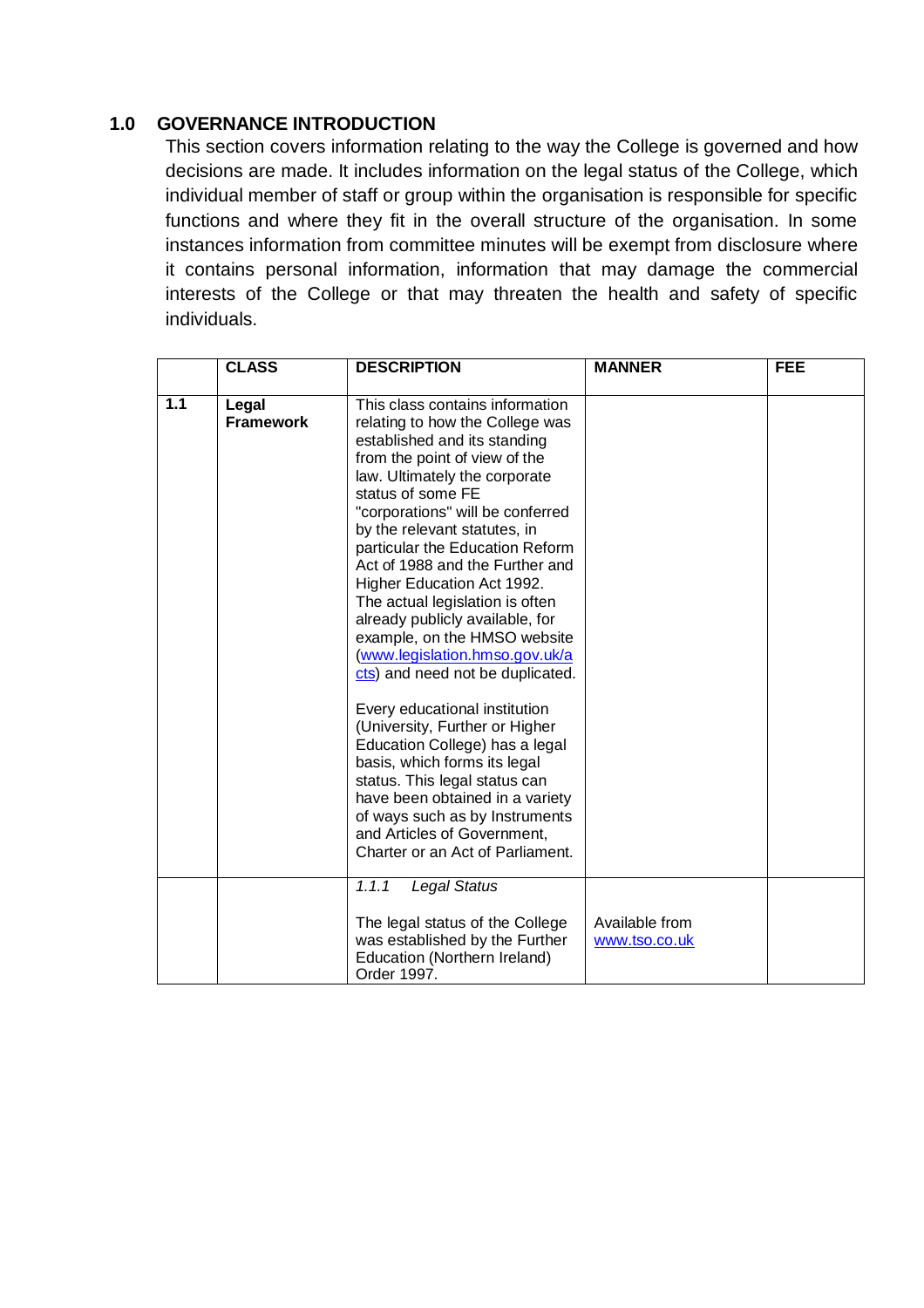## 1.0 GOVERNANCE INTRODUCTION

This section covers information relating to the way the College is governed and how decisions are made. It includes information on the legal status of the College, which individual member of staff or group within the organisation is responsible for specific functions and where they fit in the overall structure of the organisation. In some instances information from committee minutes will be exempt from disclosure where it contains personal information, information that may damage the commercial interests of the College or that may threaten the health and safety of specific individuals.

| | CLASS | DESCRIPTION | MANNER | FEE |
|---|---|---|---|---|
| **1.1** | **Legal Framework** | This class contains information relating to how the College was established and its standing from the point of view of the law. Ultimately the corporate status of some FE "corporations" will be conferred by the relevant statutes, in particular the Education Reform Act of 1988 and the Further and Higher Education Act 1992. The actual legislation is often already publicly available, for example, on the HMSO website (www.legislation.hmso.gov.uk/acts) and need not be duplicated.<br><br>Every educational institution (University, Further or Higher Education College) has a legal basis, which forms its legal status. This legal status can have been obtained in a variety of ways such as by Instruments and Articles of Government, Charter or an Act of Parliament. | | |
| | | *1.1.1 Legal Status*<br><br>The legal status of the College was established by the Further Education (Northern Ireland) Order 1997. | Available from www.tso.co.uk | |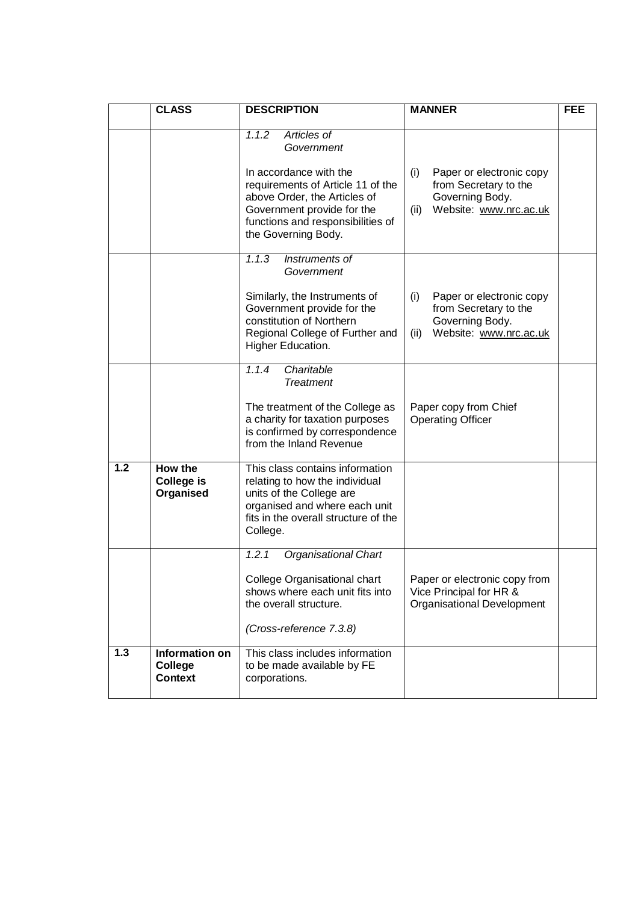| | CLASS | DESCRIPTION | MANNER | FEE |
|---|---|---|---|---|
| | | *1.1.2 Articles of Government*<br><br>In accordance with the requirements of Article 11 of the above Order, the Articles of Government provide for the functions and responsibilities of the Governing Body. | (i) Paper or electronic copy from Secretary to the Governing Body.<br>(ii) Website: www.nrc.ac.uk | |
| | | *1.1.3 Instruments of Government*<br><br>Similarly, the Instruments of Government provide for the constitution of Northern Regional College of Further and Higher Education. | (i) Paper or electronic copy from Secretary to the Governing Body.<br>(ii) Website: www.nrc.ac.uk | |
| | | *1.1.4 Charitable Treatment*<br><br>The treatment of the College as a charity for taxation purposes is confirmed by correspondence from the Inland Revenue | Paper copy from Chief Operating Officer | |
| **1.2** | **How the College is Organised** | This class contains information relating to how the individual units of the College are organised and where each unit fits in the overall structure of the College. | | |
| | | *1.2.1 Organisational Chart*<br><br>College Organisational chart shows where each unit fits into the overall structure.<br><br>*(Cross-reference 7.3.8)* | Paper or electronic copy from Vice Principal for HR & Organisational Development | |
| **1.3** | **Information on College Context** | This class includes information to be made available by FE corporations. | | |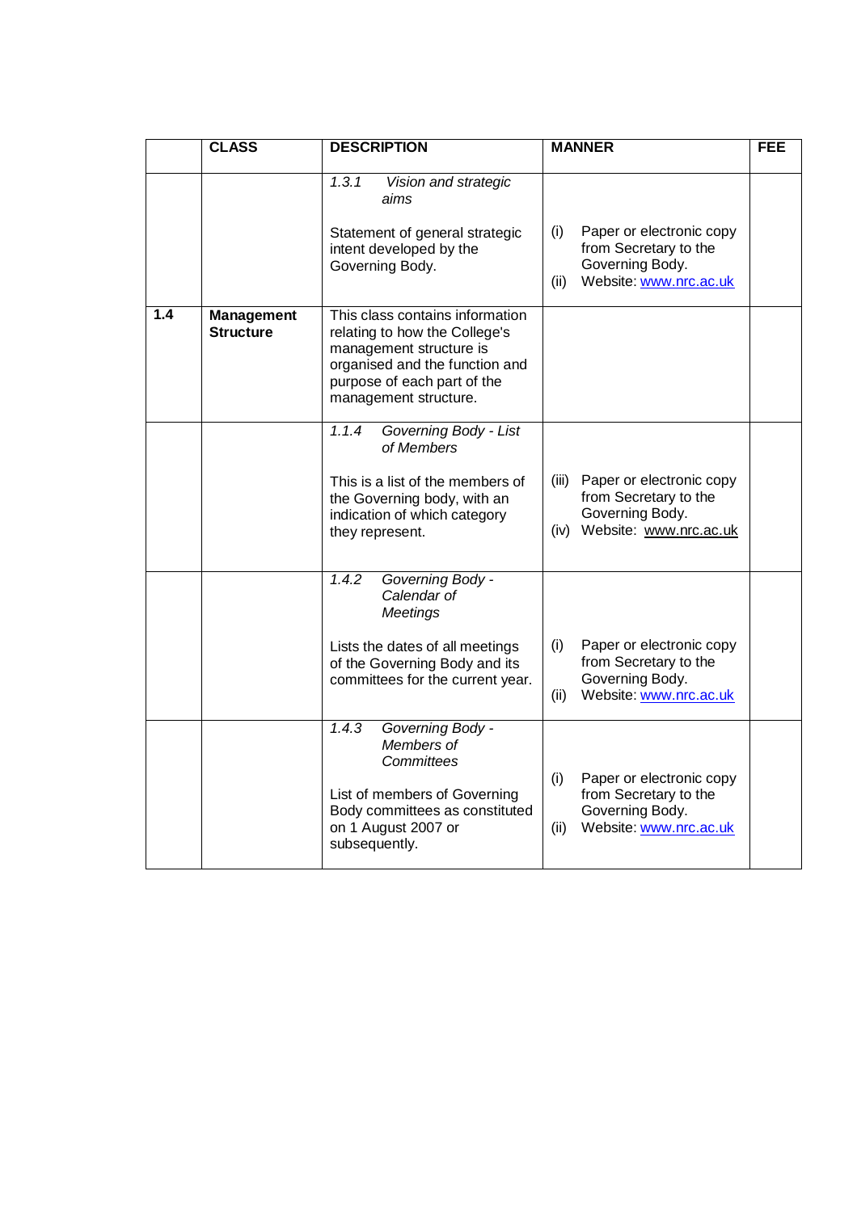| | CLASS | DESCRIPTION | MANNER | FEE |
|---|---|---|---|---|
| | | *1.3.1 Vision and strategic aims*<br><br>Statement of general strategic intent developed by the Governing Body. | (i) Paper or electronic copy from Secretary to the Governing Body.<br>(ii) Website: www.nrc.ac.uk | |
| **1.4** | **Management Structure** | This class contains information relating to how the College's management structure is organised and the function and purpose of each part of the management structure. | | |
| | | *1.1.4 Governing Body - List of Members*<br><br>This is a list of the members of the Governing body, with an indication of which category they represent. | (iii) Paper or electronic copy from Secretary to the Governing Body.<br>(iv) Website: www.nrc.ac.uk | |
| | | *1.4.2 Governing Body - Calendar of Meetings*<br><br>Lists the dates of all meetings of the Governing Body and its committees for the current year. | (i) Paper or electronic copy from Secretary to the Governing Body.<br>(ii) Website: www.nrc.ac.uk | |
| | | *1.4.3 Governing Body - Members of Committees*<br><br>List of members of Governing Body committees as constituted on 1 August 2007 or subsequently. | (i) Paper or electronic copy from Secretary to the Governing Body.<br>(ii) Website: www.nrc.ac.uk | |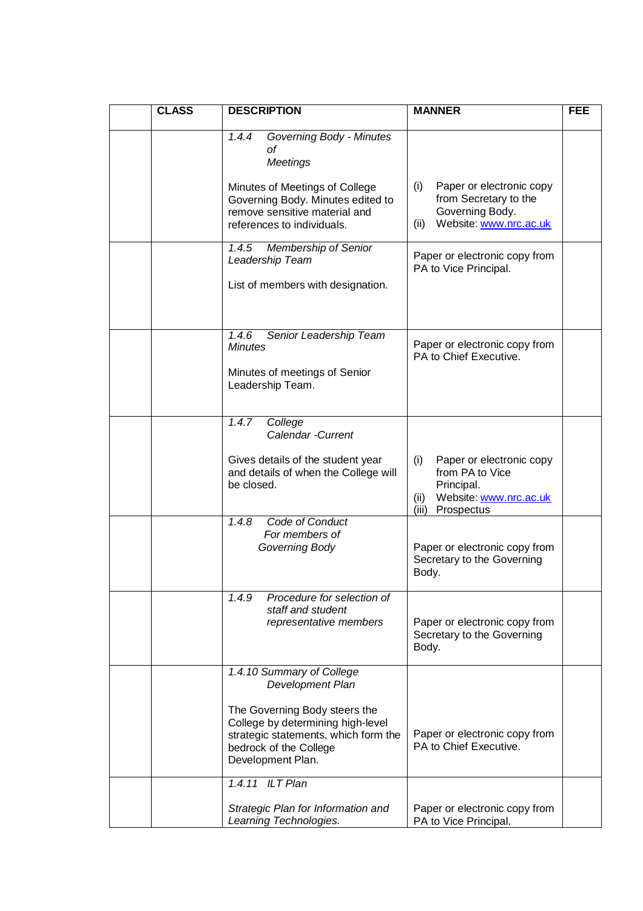|  | CLASS | DESCRIPTION | MANNER | FEE |
|---|---|---|---|---|
|  |  | *1.4.4 Governing Body - Minutes of Meetings*<br><br>Minutes of Meetings of College Governing Body. Minutes edited to remove sensitive material and references to individuals. | (i) Paper or electronic copy from Secretary to the Governing Body.<br>(ii) Website: www.nrc.ac.uk |  |
|  |  | *1.4.5 Membership of Senior Leadership Team*<br><br>List of members with designation. | Paper or electronic copy from PA to Vice Principal. |  |
|  |  | *1.4.6 Senior Leadership Team Minutes*<br><br>Minutes of meetings of Senior Leadership Team. | Paper or electronic copy from PA to Chief Executive. |  |
|  |  | *1.4.7 College Calendar -Current*<br><br>Gives details of the student year and details of when the College will be closed. | (i) Paper or electronic copy from PA to Vice Principal.<br>(ii) Website: www.nrc.ac.uk<br>(iii) Prospectus |  |
|  |  | *1.4.8 Code of Conduct For members of Governing Body* | Paper or electronic copy from Secretary to the Governing Body. |  |
|  |  | *1.4.9 Procedure for selection of staff and student representative members* | Paper or electronic copy from Secretary to the Governing Body. |  |
|  |  | *1.4.10 Summary of College Development Plan*<br><br>The Governing Body steers the College by determining high-level strategic statements, which form the bedrock of the College Development Plan. | Paper or electronic copy from PA to Chief Executive. |  |
|  |  | *1.4.11 ILT Plan*<br><br>*Strategic Plan for Information and Learning Technologies.* | Paper or electronic copy from PA to Vice Principal. |  |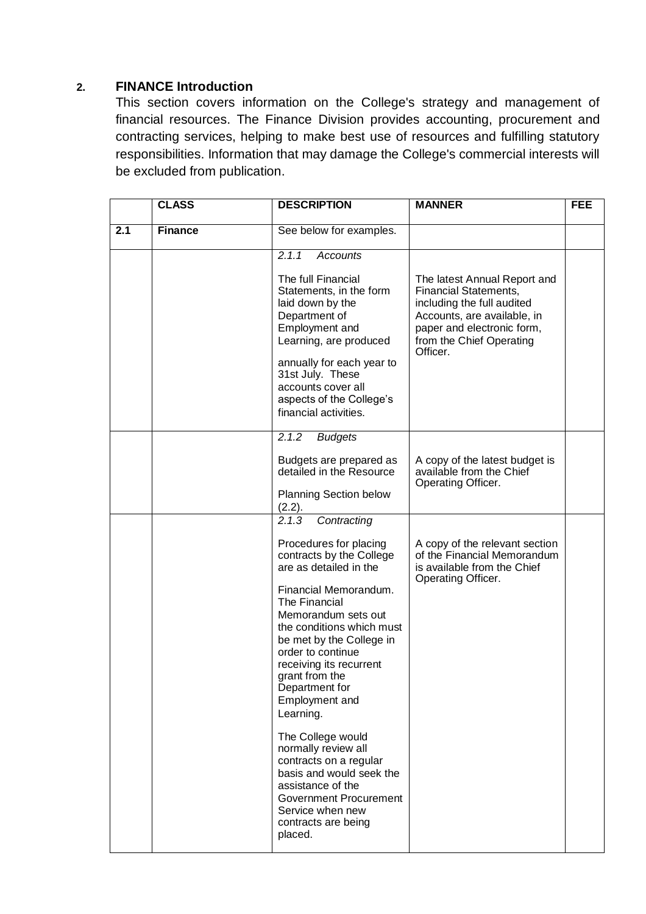## 2. FINANCE Introduction

This section covers information on the College's strategy and management of financial resources. The Finance Division provides accounting, procurement and contracting services, helping to make best use of resources and fulfilling statutory responsibilities. Information that may damage the College's commercial interests will be excluded from publication.

| | CLASS | DESCRIPTION | MANNER | FEE |
|---|---|---|---|---|
| **2.1** | **Finance** | See below for examples. | | |
| | | *2.1.1 Accounts*<br><br>The full Financial Statements, in the form laid down by the Department of Employment and Learning, are produced annually for each year to 31st July. These accounts cover all aspects of the College's financial activities. | The latest Annual Report and Financial Statements, including the full audited Accounts, are available, in paper and electronic form, from the Chief Operating Officer. | |
| | | *2.1.2 Budgets*<br><br>Budgets are prepared as detailed in the Resource Planning Section below (2.2). | A copy of the latest budget is available from the Chief Operating Officer. | |
| | | *2.1.3 Contracting*<br><br>Procedures for placing contracts by the College are as detailed in the Financial Memorandum. The Financial Memorandum sets out the conditions which must be met by the College in order to continue receiving its recurrent grant from the Department for Employment and Learning.<br><br>The College would normally review all contracts on a regular basis and would seek the assistance of the Government Procurement Service when new contracts are being placed. | A copy of the relevant section of the Financial Memorandum is available from the Chief Operating Officer. | |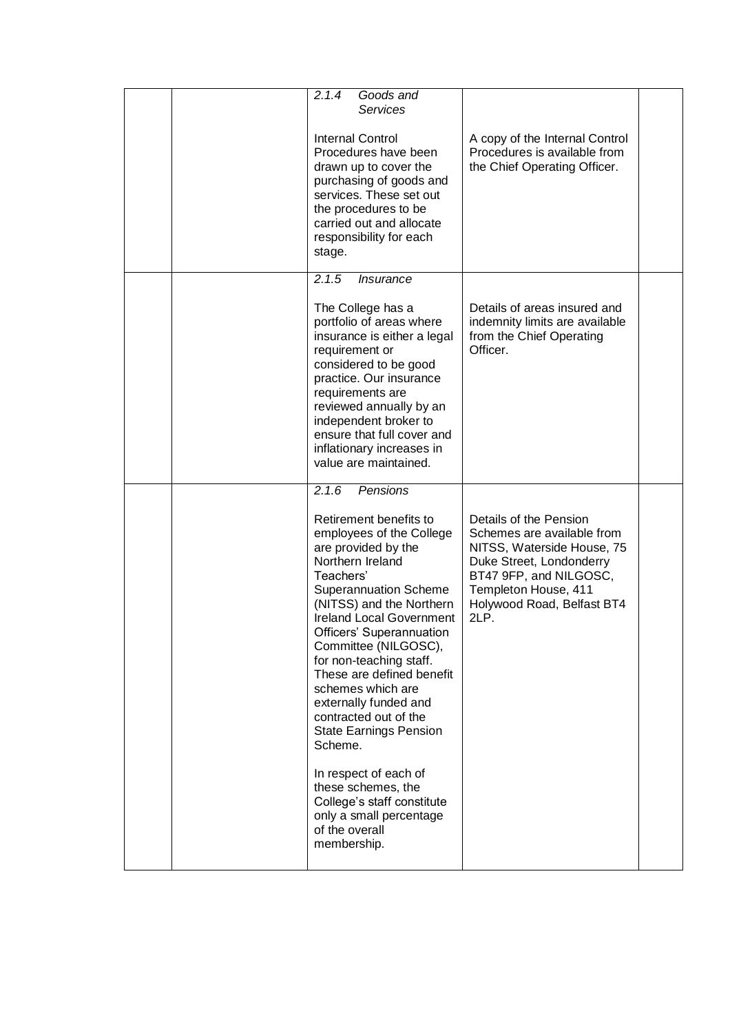| | | | | |
|---|---|---|---|---|
| | | *2.1.4 Goods and Services*<br><br>Internal Control Procedures have been drawn up to cover the purchasing of goods and services. These set out the procedures to be carried out and allocate responsibility for each stage. | A copy of the Internal Control Procedures is available from the Chief Operating Officer. | |
| | | *2.1.5 Insurance*<br><br>The College has a portfolio of areas where insurance is either a legal requirement or considered to be good practice. Our insurance requirements are reviewed annually by an independent broker to ensure that full cover and inflationary increases in value are maintained. | Details of areas insured and indemnity limits are available from the Chief Operating Officer. | |
| | | *2.1.6 Pensions*<br><br>Retirement benefits to employees of the College are provided by the Northern Ireland Teachers' Superannuation Scheme (NITSS) and the Northern Ireland Local Government Officers' Superannuation Committee (NILGOSC), for non-teaching staff. These are defined benefit schemes which are externally funded and contracted out of the State Earnings Pension Scheme.<br><br>In respect of each of these schemes, the College's staff constitute only a small percentage of the overall membership. | Details of the Pension Schemes are available from NITSS, Waterside House, 75 Duke Street, Londonderry BT47 9FP, and NILGOSC, Templeton House, 411 Holywood Road, Belfast BT4 2LP. | |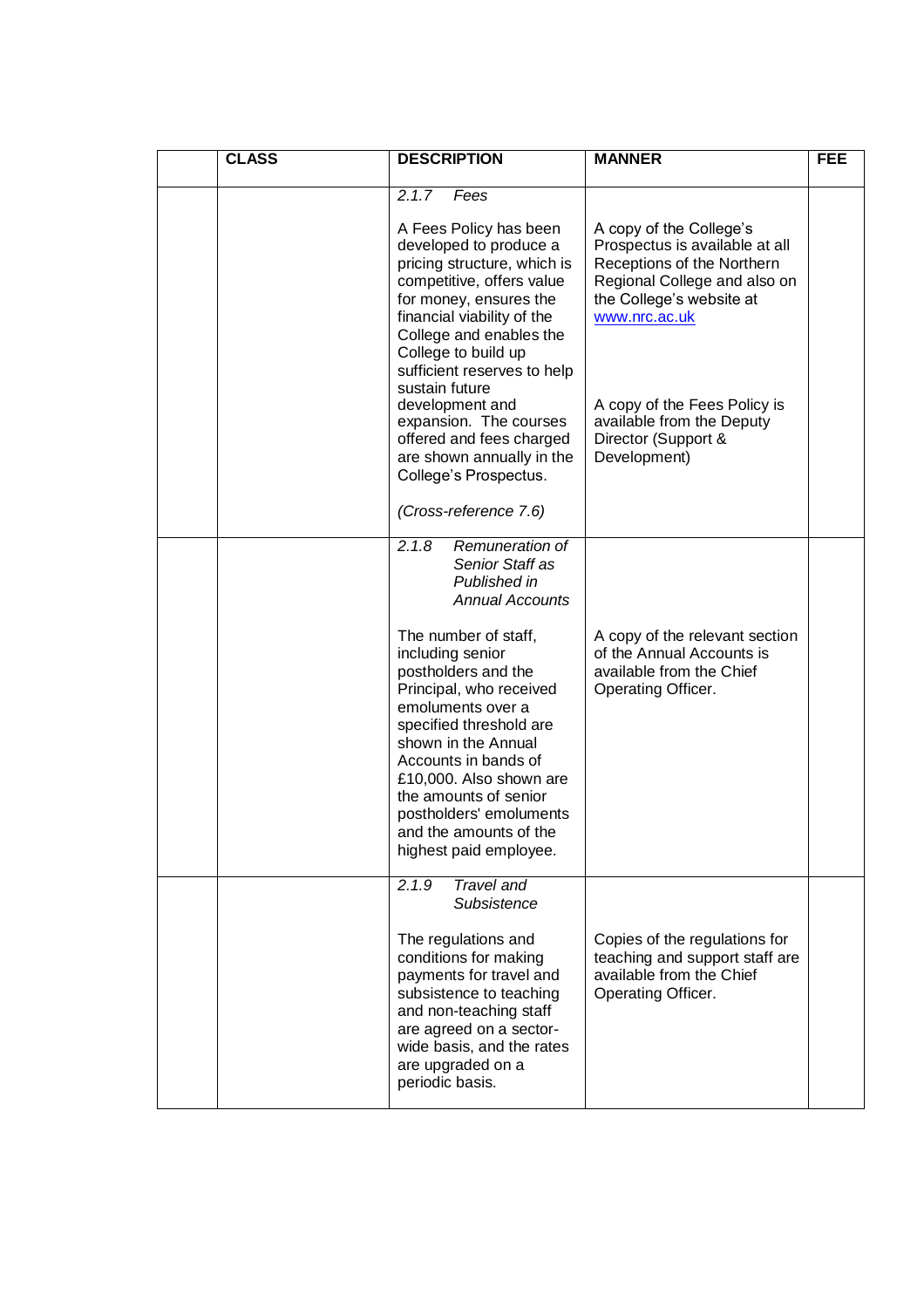| | CLASS | DESCRIPTION | MANNER | FEE |
|---|---|---|---|---|
| | | *2.1.7 Fees*<br><br>A Fees Policy has been developed to produce a pricing structure, which is competitive, offers value for money, ensures the financial viability of the College and enables the College to build up sufficient reserves to help sustain future development and expansion. The courses offered and fees charged are shown annually in the College's Prospectus.<br><br>*(Cross-reference 7.6)* | A copy of the College's Prospectus is available at all Receptions of the Northern Regional College and also on the College's website at [www.nrc.ac.uk](http://www.nrc.ac.uk)<br><br>A copy of the Fees Policy is available from the Deputy Director (Support & Development) | |
| | | *2.1.8 Remuneration of Senior Staff as Published in Annual Accounts*<br><br>The number of staff, including senior postholders and the Principal, who received emoluments over a specified threshold are shown in the Annual Accounts in bands of £10,000. Also shown are the amounts of senior postholders' emoluments and the amounts of the highest paid employee. | A copy of the relevant section of the Annual Accounts is available from the Chief Operating Officer. | |
| | | *2.1.9 Travel and Subsistence*<br><br>The regulations and conditions for making payments for travel and subsistence to teaching and non-teaching staff are agreed on a sector-wide basis, and the rates are upgraded on a periodic basis. | Copies of the regulations for teaching and support staff are available from the Chief Operating Officer. | |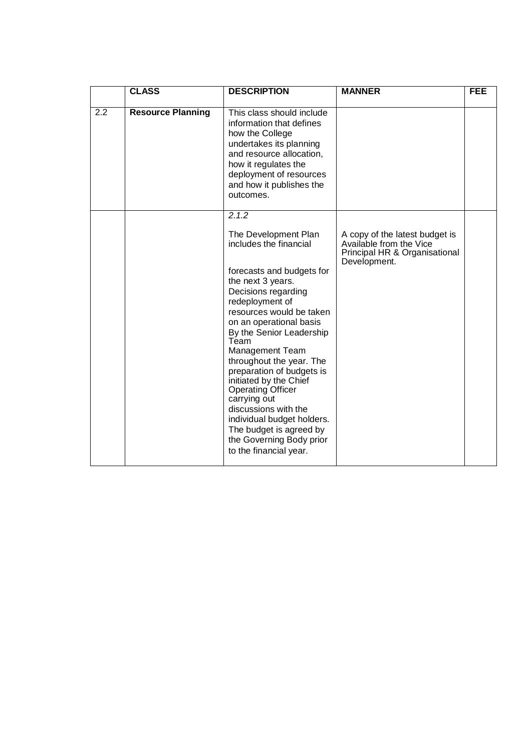|  | CLASS | DESCRIPTION | MANNER | FEE |
| --- | --- | --- | --- | --- |
| 2.2 | **Resource Planning** | This class should include information that defines how the College undertakes its planning and resource allocation, how it regulates the deployment of resources and how it publishes the outcomes. |  |  |
|  |  | *2.1.2*<br><br>The Development Plan includes the financial<br><br>forecasts and budgets for the next 3 years. Decisions regarding redeployment of resources would be taken on an operational basis By the Senior Leadership Team<br>Management Team throughout the year. The preparation of budgets is initiated by the Chief Operating Officer carrying out discussions with the individual budget holders. The budget is agreed by the Governing Body prior to the financial year. | A copy of the latest budget is Available from the Vice Principal HR & Organisational Development. |  |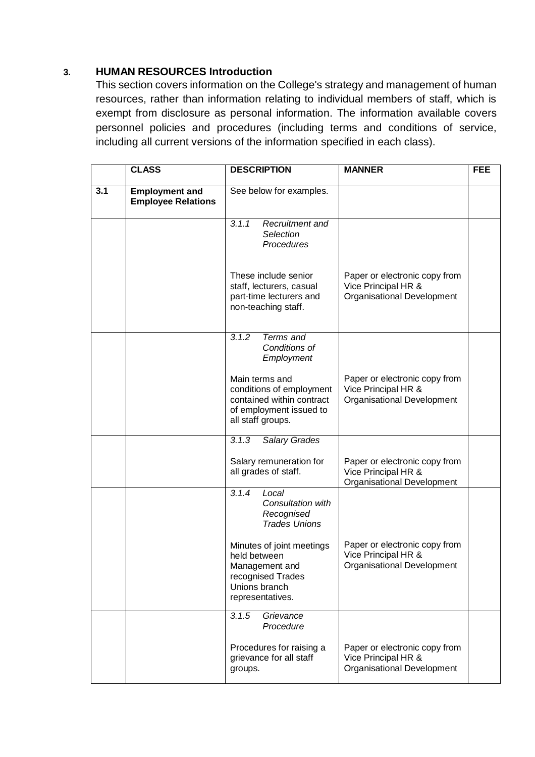## 3. HUMAN RESOURCES Introduction

This section covers information on the College's strategy and management of human resources, rather than information relating to individual members of staff, which is exempt from disclosure as personal information. The information available covers personnel policies and procedures (including terms and conditions of service, including all current versions of the information specified in each class).

| | CLASS | DESCRIPTION | MANNER | FEE |
|---|---|---|---|---|
| 3.1 | **Employment and Employee Relations** | See below for examples. | | |
| | | *3.1.1 Recruitment and Selection Procedures*<br><br>These include senior staff, lecturers, casual part-time lecturers and non-teaching staff. | Paper or electronic copy from Vice Principal HR & Organisational Development | |
| | | *3.1.2 Terms and Conditions of Employment*<br><br>Main terms and conditions of employment contained within contract of employment issued to all staff groups. | Paper or electronic copy from Vice Principal HR & Organisational Development | |
| | | *3.1.3 Salary Grades*<br><br>Salary remuneration for all grades of staff. | Paper or electronic copy from Vice Principal HR & Organisational Development | |
| | | *3.1.4 Local Consultation with Recognised Trades Unions*<br><br>Minutes of joint meetings held between Management and recognised Trades Unions branch representatives. | Paper or electronic copy from Vice Principal HR & Organisational Development | |
| | | *3.1.5 Grievance Procedure*<br><br>Procedures for raising a grievance for all staff groups. | Paper or electronic copy from Vice Principal HR & Organisational Development | |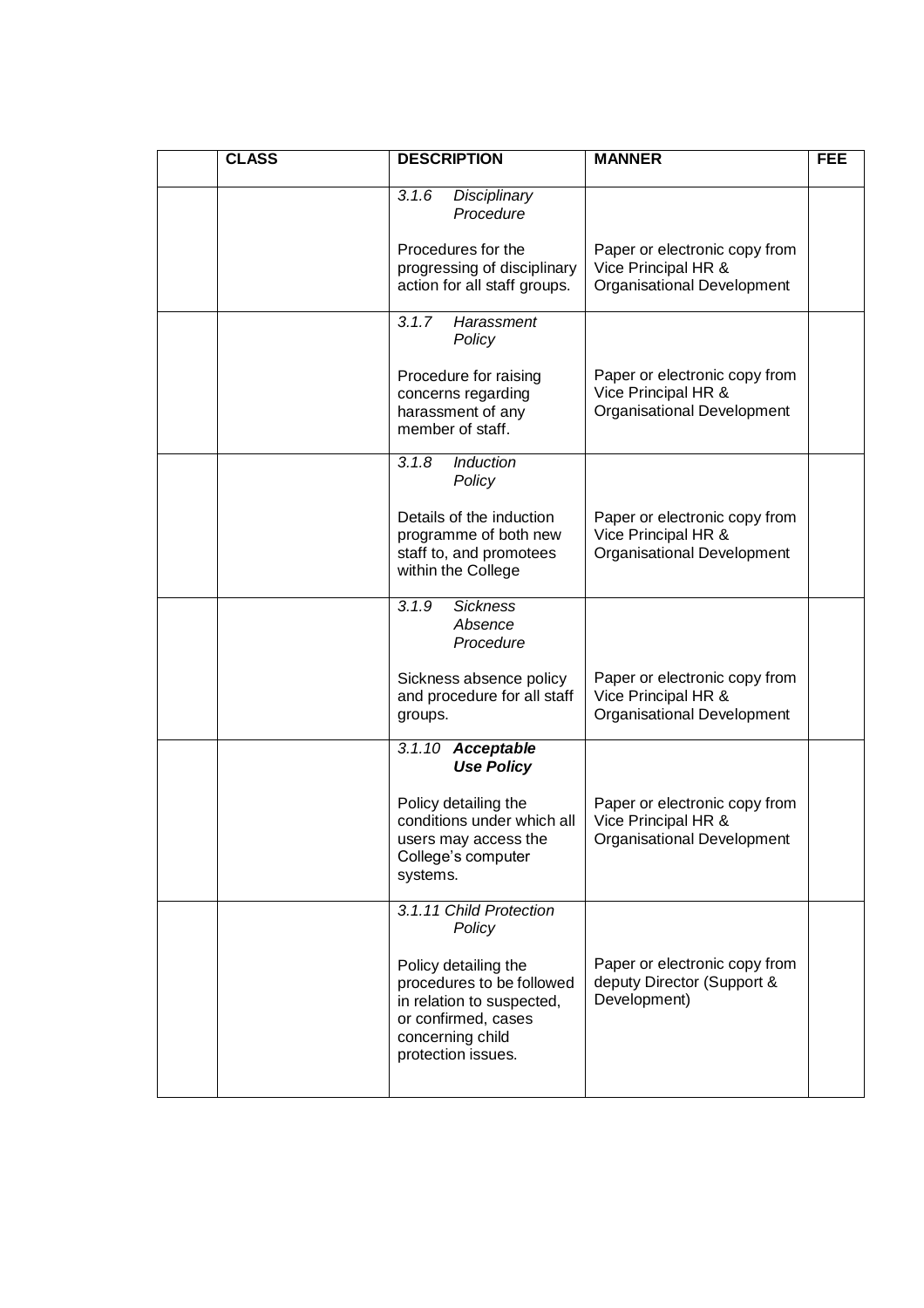| | CLASS | DESCRIPTION | MANNER | FEE |
|---|---|---|---|---|
| | | *3.1.6 Disciplinary Procedure*<br><br>Procedures for the progressing of disciplinary action for all staff groups. | Paper or electronic copy from Vice Principal HR & Organisational Development | |
| | | *3.1.7 Harassment Policy*<br><br>Procedure for raising concerns regarding harassment of any member of staff. | Paper or electronic copy from Vice Principal HR & Organisational Development | |
| | | *3.1.8 Induction Policy*<br><br>Details of the induction programme of both new staff to, and promotees within the College | Paper or electronic copy from Vice Principal HR & Organisational Development | |
| | | *3.1.9 Sickness Absence Procedure*<br><br>Sickness absence policy and procedure for all staff groups. | Paper or electronic copy from Vice Principal HR & Organisational Development | |
| | | *3.1.10* ***Acceptable Use Policy***<br><br>Policy detailing the conditions under which all users may access the College's computer systems. | Paper or electronic copy from Vice Principal HR & Organisational Development | |
| | | *3.1.11 Child Protection Policy*<br><br>Policy detailing the procedures to be followed in relation to suspected, or confirmed, cases concerning child protection issues. | Paper or electronic copy from deputy Director (Support & Development) | |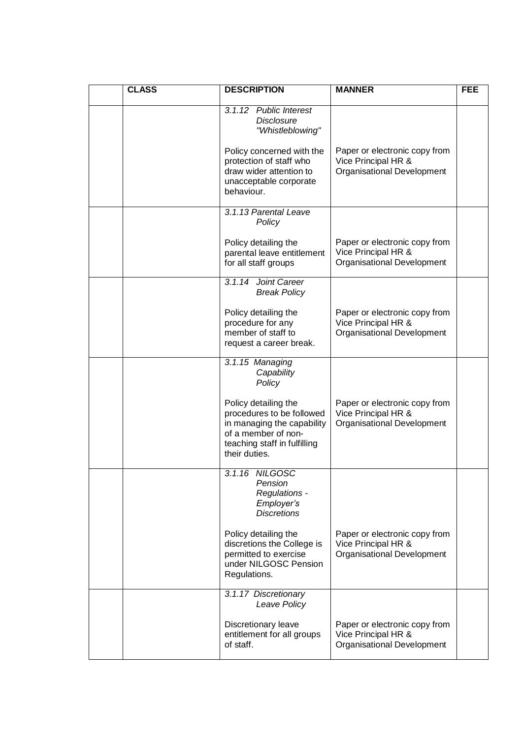| | CLASS | DESCRIPTION | MANNER | FEE |
|---|---|---|---|---|
| | | *3.1.12 Public Interest Disclosure "Whistleblowing"*<br><br>Policy concerned with the protection of staff who draw wider attention to unacceptable corporate behaviour. | Paper or electronic copy from Vice Principal HR & Organisational Development | |
| | | *3.1.13 Parental Leave Policy*<br><br>Policy detailing the parental leave entitlement for all staff groups | Paper or electronic copy from Vice Principal HR & Organisational Development | |
| | | *3.1.14 Joint Career Break Policy*<br><br>Policy detailing the procedure for any member of staff to request a career break. | Paper or electronic copy from Vice Principal HR & Organisational Development | |
| | | *3.1.15 Managing Capability Policy*<br><br>Policy detailing the procedures to be followed in managing the capability of a member of non-teaching staff in fulfilling their duties. | Paper or electronic copy from Vice Principal HR & Organisational Development | |
| | | *3.1.16 NILGOSC Pension Regulations - Employer's Discretions*<br><br>Policy detailing the discretions the College is permitted to exercise under NILGOSC Pension Regulations. | Paper or electronic copy from Vice Principal HR & Organisational Development | |
| | | *3.1.17 Discretionary Leave Policy*<br><br>Discretionary leave entitlement for all groups of staff. | Paper or electronic copy from Vice Principal HR & Organisational Development | |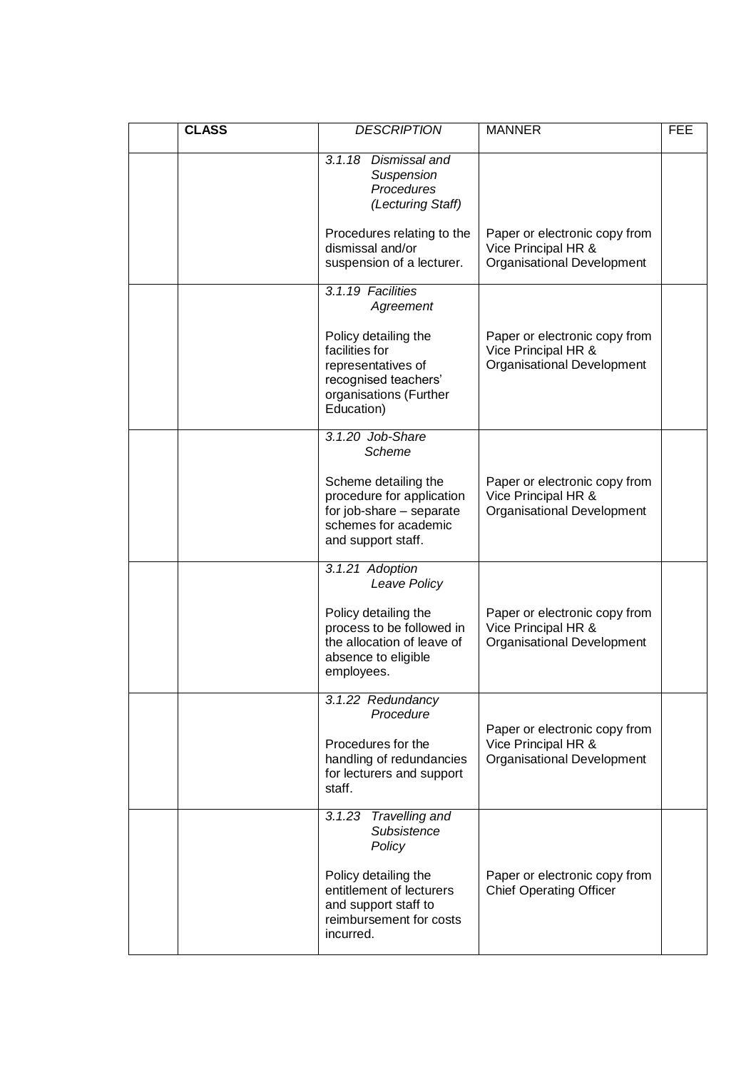| | **CLASS** | *DESCRIPTION* | MANNER | FEE |
|---|---|---|---|---|
| | | *3.1.18 Dismissal and Suspension Procedures (Lecturing Staff)*<br><br>Procedures relating to the dismissal and/or suspension of a lecturer. | Paper or electronic copy from Vice Principal HR & Organisational Development | |
| | | *3.1.19 Facilities Agreement*<br><br>Policy detailing the facilities for representatives of recognised teachers' organisations (Further Education) | Paper or electronic copy from Vice Principal HR & Organisational Development | |
| | | *3.1.20 Job-Share Scheme*<br><br>Scheme detailing the procedure for application for job-share – separate schemes for academic and support staff. | Paper or electronic copy from Vice Principal HR & Organisational Development | |
| | | *3.1.21 Adoption Leave Policy*<br><br>Policy detailing the process to be followed in the allocation of leave of absence to eligible employees. | Paper or electronic copy from Vice Principal HR & Organisational Development | |
| | | *3.1.22 Redundancy Procedure*<br><br>Procedures for the handling of redundancies for lecturers and support staff. | Paper or electronic copy from Vice Principal HR & Organisational Development | |
| | | *3.1.23 Travelling and Subsistence Policy*<br><br>Policy detailing the entitlement of lecturers and support staff to reimbursement for costs incurred. | Paper or electronic copy from Chief Operating Officer | |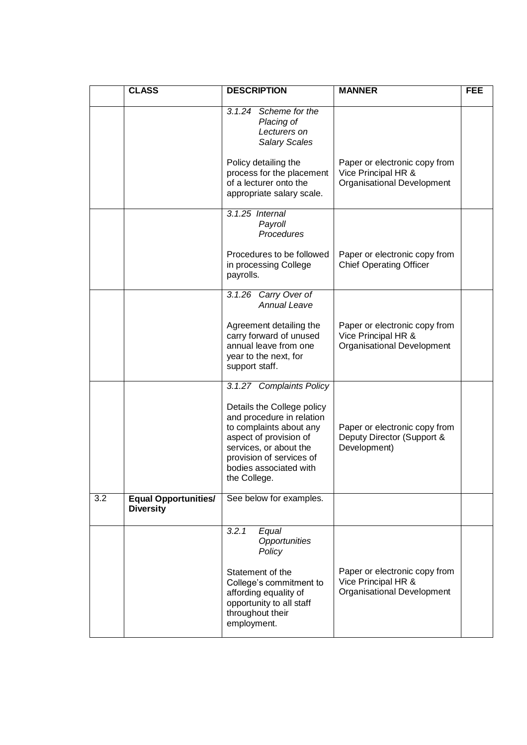|  | CLASS | DESCRIPTION | MANNER | FEE |
|---|---|---|---|---|
|  |  | *3.1.24 Scheme for the Placing of Lecturers on Salary Scales*<br><br>Policy detailing the process for the placement of a lecturer onto the appropriate salary scale. | Paper or electronic copy from Vice Principal HR & Organisational Development |  |
|  |  | *3.1.25 Internal Payroll Procedures*<br><br>Procedures to be followed in processing College payrolls. | Paper or electronic copy from Chief Operating Officer |  |
|  |  | *3.1.26 Carry Over of Annual Leave*<br><br>Agreement detailing the carry forward of unused annual leave from one year to the next, for support staff. | Paper or electronic copy from Vice Principal HR & Organisational Development |  |
|  |  | *3.1.27 Complaints Policy*<br><br>Details the College policy and procedure in relation to complaints about any aspect of provision of services, or about the provision of services of bodies associated with the College. | Paper or electronic copy from Deputy Director (Support & Development) |  |
| 3.2 | **Equal Opportunities/ Diversity** | See below for examples. |  |  |
|  |  | *3.2.1 Equal Opportunities Policy*<br><br>Statement of the College's commitment to affording equality of opportunity to all staff throughout their employment. | Paper or electronic copy from Vice Principal HR & Organisational Development |  |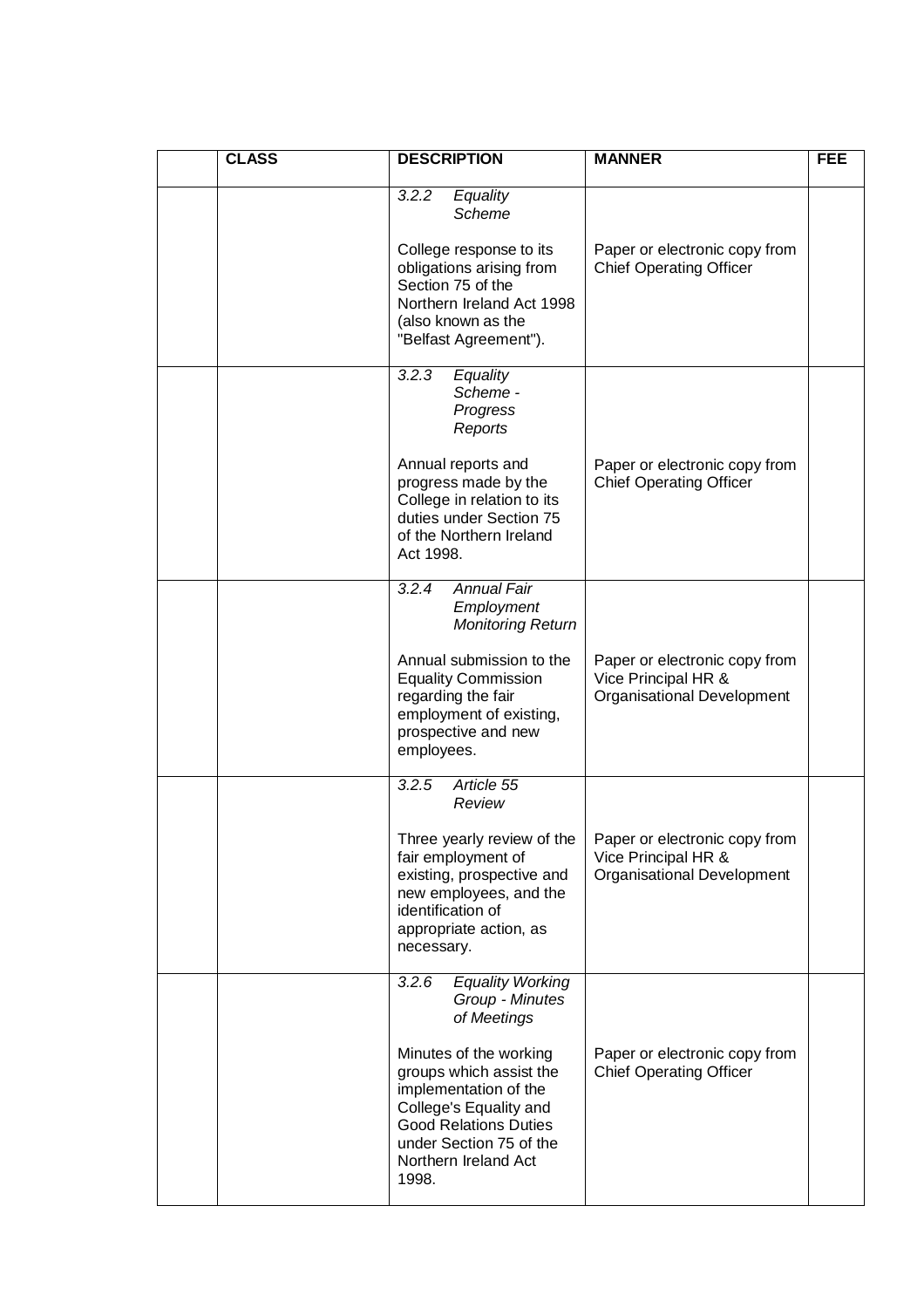| | CLASS | DESCRIPTION | MANNER | FEE |
|---|---|---|---|---|
| | | *3.2.2 Equality Scheme*<br><br>College response to its obligations arising from Section 75 of the Northern Ireland Act 1998 (also known as the "Belfast Agreement"). | Paper or electronic copy from Chief Operating Officer | |
| | | *3.2.3 Equality Scheme - Progress Reports*<br><br>Annual reports and progress made by the College in relation to its duties under Section 75 of the Northern Ireland Act 1998. | Paper or electronic copy from Chief Operating Officer | |
| | | *3.2.4 Annual Fair Employment Monitoring Return*<br><br>Annual submission to the Equality Commission regarding the fair employment of existing, prospective and new employees. | Paper or electronic copy from Vice Principal HR & Organisational Development | |
| | | *3.2.5 Article 55 Review*<br><br>Three yearly review of the fair employment of existing, prospective and new employees, and the identification of appropriate action, as necessary. | Paper or electronic copy from Vice Principal HR & Organisational Development | |
| | | *3.2.6 Equality Working Group - Minutes of Meetings*<br><br>Minutes of the working groups which assist the implementation of the College's Equality and Good Relations Duties under Section 75 of the Northern Ireland Act 1998. | Paper or electronic copy from Chief Operating Officer | |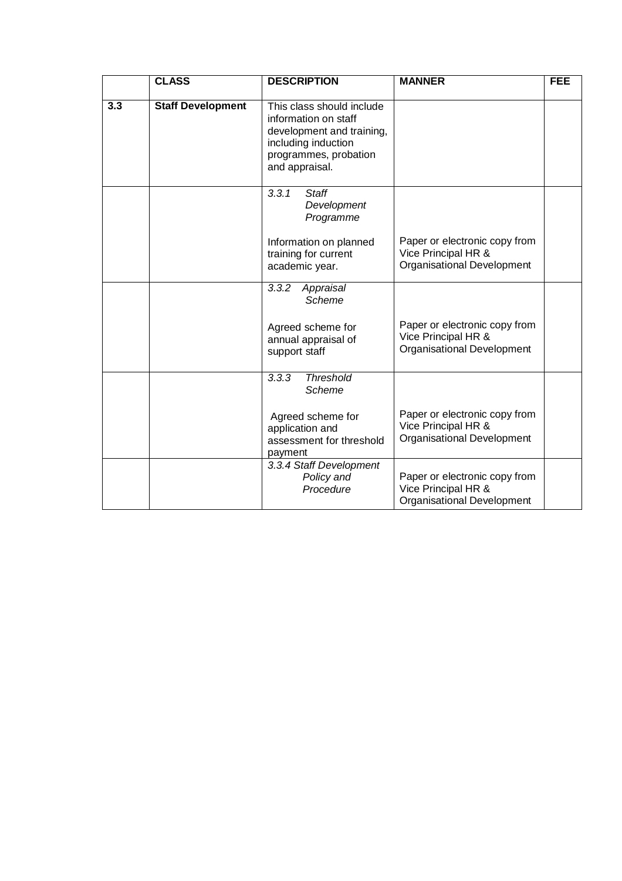| | CLASS | DESCRIPTION | MANNER | FEE |
|---|---|---|---|---|
| **3.3** | **Staff Development** | This class should include information on staff development and training, including induction programmes, probation and appraisal. | | |
| | | *3.3.1 Staff Development Programme*<br><br>Information on planned training for current academic year. | Paper or electronic copy from Vice Principal HR & Organisational Development | |
| | | *3.3.2 Appraisal Scheme*<br><br>Agreed scheme for annual appraisal of support staff | Paper or electronic copy from Vice Principal HR & Organisational Development | |
| | | *3.3.3 Threshold Scheme*<br><br>Agreed scheme for application and assessment for threshold payment | Paper or electronic copy from Vice Principal HR & Organisational Development | |
| | | *3.3.4 Staff Development Policy and Procedure* | Paper or electronic copy from Vice Principal HR & Organisational Development | |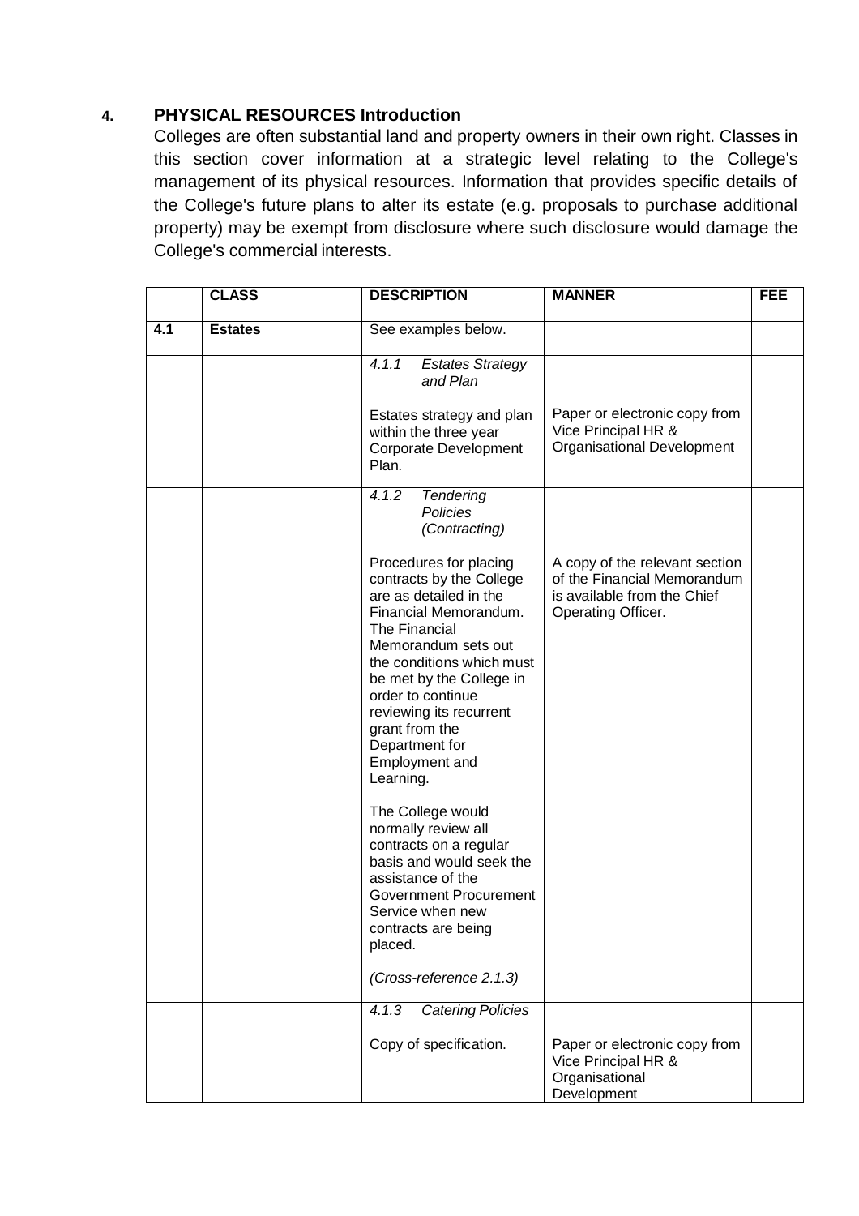## 4. PHYSICAL RESOURCES Introduction

Colleges are often substantial land and property owners in their own right. Classes in this section cover information at a strategic level relating to the College's management of its physical resources. Information that provides specific details of the College's future plans to alter its estate (e.g. proposals to purchase additional property) may be exempt from disclosure where such disclosure would damage the College's commercial interests.

| | CLASS | DESCRIPTION | MANNER | FEE |
|---|---|---|---|---|
| **4.1** | **Estates** | See examples below. | | |
| | | *4.1.1 Estates Strategy and Plan*<br><br>Estates strategy and plan within the three year Corporate Development Plan. | Paper or electronic copy from Vice Principal HR & Organisational Development | |
| | | *4.1.2 Tendering Policies (Contracting)*<br><br>Procedures for placing contracts by the College are as detailed in the Financial Memorandum. The Financial Memorandum sets out the conditions which must be met by the College in order to continue reviewing its recurrent grant from the Department for Employment and Learning.<br><br>The College would normally review all contracts on a regular basis and would seek the assistance of the Government Procurement Service when new contracts are being placed.<br><br>*(Cross-reference 2.1.3)* | A copy of the relevant section of the Financial Memorandum is available from the Chief Operating Officer. | |
| | | *4.1.3 Catering Policies*<br><br>Copy of specification. | Paper or electronic copy from Vice Principal HR & Organisational Development | |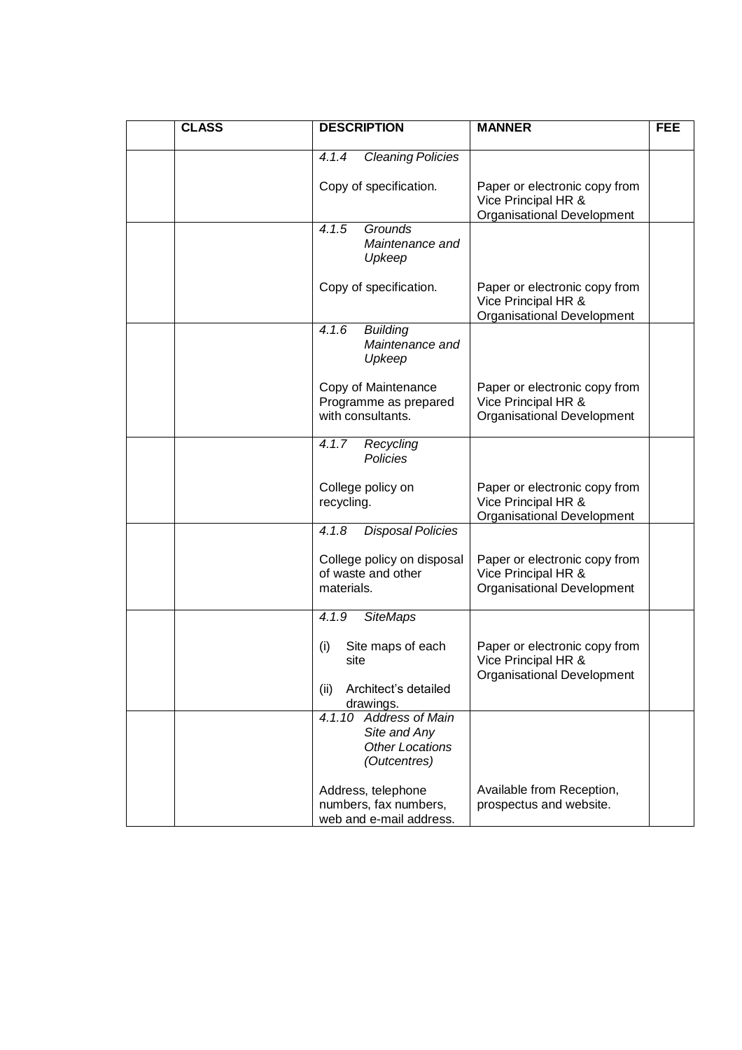| | CLASS | DESCRIPTION | MANNER | FEE |
|---|---|---|---|---|
| | | *4.1.4 Cleaning Policies*<br><br>Copy of specification. | <br><br>Paper or electronic copy from Vice Principal HR & Organisational Development | |
| | | *4.1.5 Grounds Maintenance and Upkeep*<br><br>Copy of specification. | <br><br>Paper or electronic copy from Vice Principal HR & Organisational Development | |
| | | *4.1.6 Building Maintenance and Upkeep*<br><br>Copy of Maintenance Programme as prepared with consultants. | <br><br>Paper or electronic copy from Vice Principal HR & Organisational Development | |
| | | *4.1.7 Recycling Policies*<br><br>College policy on recycling. | <br><br>Paper or electronic copy from Vice Principal HR & Organisational Development | |
| | | *4.1.8 Disposal Policies*<br><br>College policy on disposal of waste and other materials. | <br><br>Paper or electronic copy from Vice Principal HR & Organisational Development | |
| | | *4.1.9 SiteMaps*<br><br>(i) Site maps of each site<br><br>(ii) Architect's detailed drawings. | <br><br>Paper or electronic copy from Vice Principal HR & Organisational Development | |
| | | *4.1.10 Address of Main Site and Any Other Locations (Outcentres)*<br><br>Address, telephone numbers, fax numbers, web and e-mail address. | <br><br>Available from Reception, prospectus and website. | |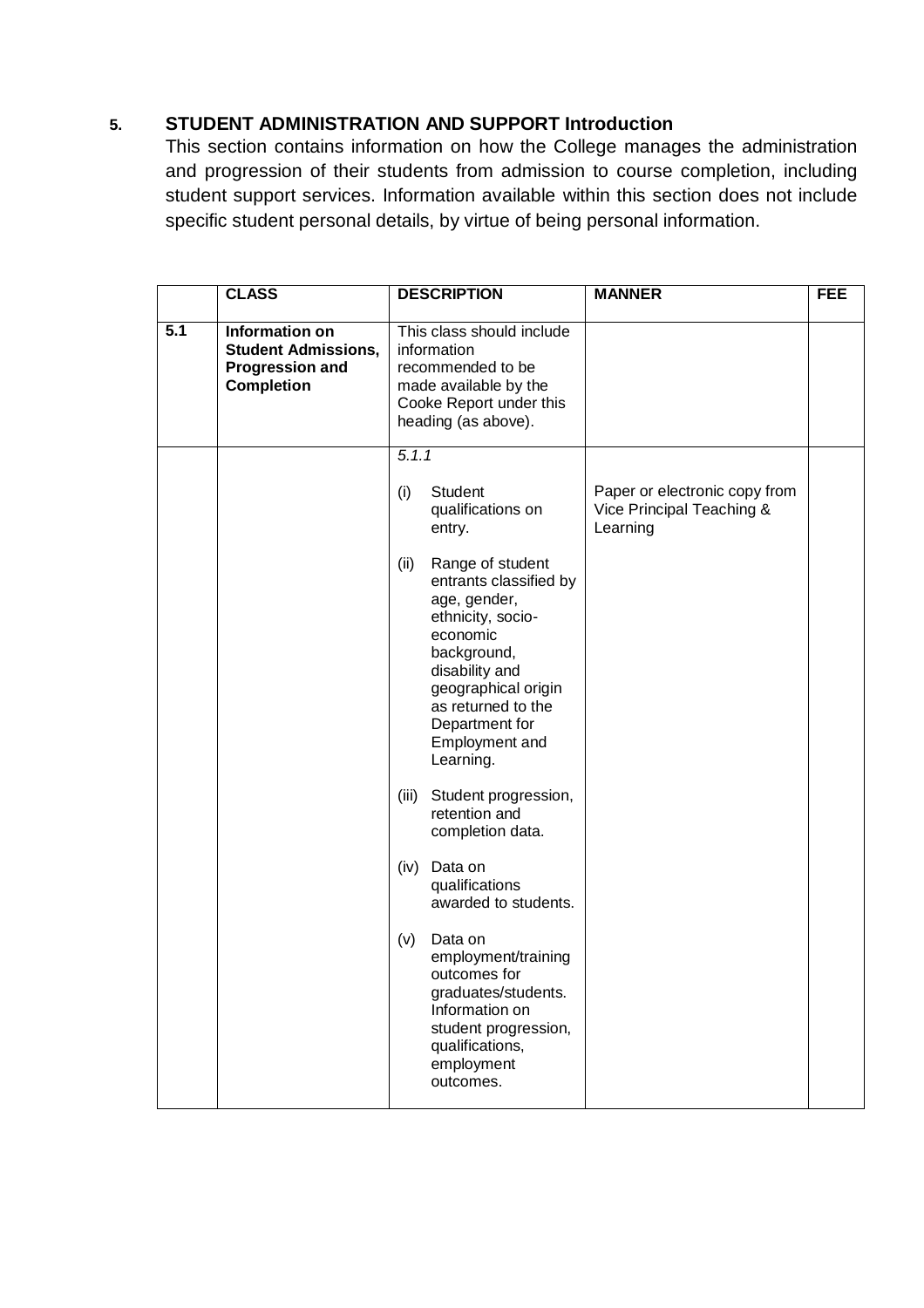## 5. STUDENT ADMINISTRATION AND SUPPORT Introduction

This section contains information on how the College manages the administration and progression of their students from admission to course completion, including student support services. Information available within this section does not include specific student personal details, by virtue of being personal information.

| | CLASS | DESCRIPTION | MANNER | FEE |
|---|---|---|---|---|
| **5.1** | **Information on Student Admissions, Progression and Completion** | This class should include information recommended to be made available by the Cooke Report under this heading (as above). | | |
| | | *5.1.1*<br><br>(i) Student qualifications on entry.<br><br>(ii) Range of student entrants classified by age, gender, ethnicity, socio-economic background, disability and geographical origin as returned to the Department for Employment and Learning.<br><br>(iii) Student progression, retention and completion data.<br><br>(iv) Data on qualifications awarded to students.<br><br>(v) Data on employment/training outcomes for graduates/students. Information on student progression, qualifications, employment outcomes. | Paper or electronic copy from Vice Principal Teaching & Learning | |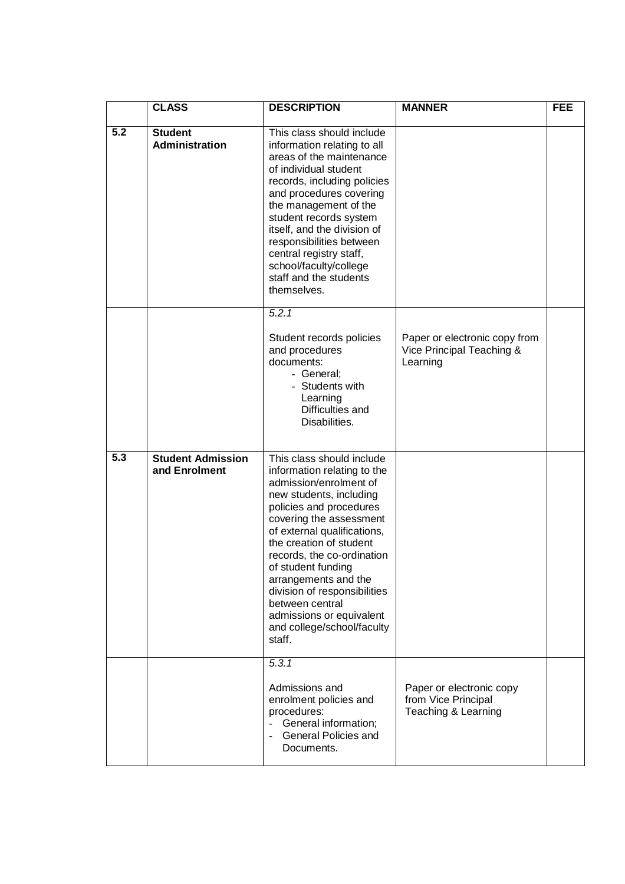|  | CLASS | DESCRIPTION | MANNER | FEE |
|---|---|---|---|---|
| **5.2** | **Student Administration** | This class should include information relating to all areas of the maintenance of individual student records, including policies and procedures covering the management of the student records system itself, and the division of responsibilities between central registry staff, school/faculty/college staff and the students themselves. |  |  |
|  |  | *5.2.1*<br><br>Student records policies and procedures documents:<br>- General;<br>- Students with Learning Difficulties and Disabilities. | Paper or electronic copy from Vice Principal Teaching & Learning |  |
| **5.3** | **Student Admission and Enrolment** | This class should include information relating to the admission/enrolment of new students, including policies and procedures covering the assessment of external qualifications, the creation of student records, the co-ordination of student funding arrangements and the division of responsibilities between central admissions or equivalent and college/school/faculty staff. |  |  |
|  |  | *5.3.1*<br><br>Admissions and enrolment policies and procedures:<br>- General information;<br>- General Policies and Documents. | Paper or electronic copy from Vice Principal Teaching & Learning |  |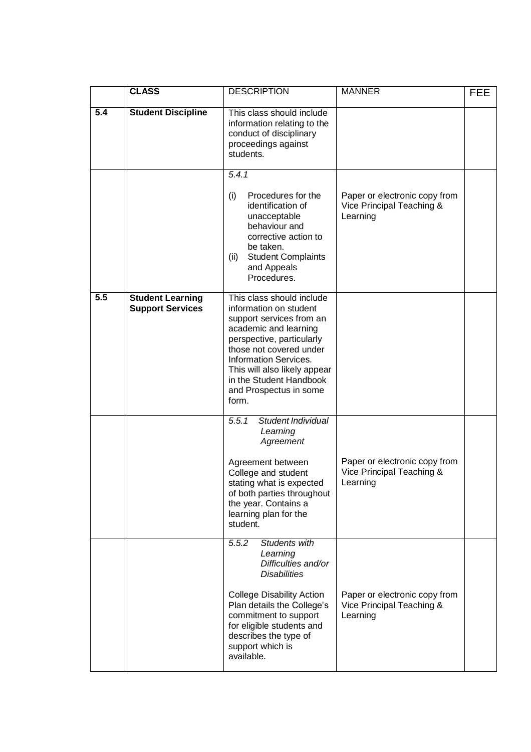|  | **CLASS** | DESCRIPTION | MANNER | FEE |
|---|---|---|---|---|
| **5.4** | **Student Discipline** | This class should include information relating to the conduct of disciplinary proceedings against students. |  |  |
|  |  | *5.4.1*<br><br>(i) Procedures for the identification of unacceptable behaviour and corrective action to be taken.<br>(ii) Student Complaints and Appeals Procedures. | Paper or electronic copy from Vice Principal Teaching & Learning |  |
| **5.5** | **Student Learning Support Services** | This class should include information on student support services from an academic and learning perspective, particularly those not covered under Information Services. This will also likely appear in the Student Handbook and Prospectus in some form. |  |  |
|  |  | *5.5.1 Student Individual Learning Agreement*<br><br>Agreement between College and student stating what is expected of both parties throughout the year. Contains a learning plan for the student. | Paper or electronic copy from Vice Principal Teaching & Learning |  |
|  |  | *5.5.2 Students with Learning Difficulties and/or Disabilities*<br><br>College Disability Action Plan details the College's commitment to support for eligible students and describes the type of support which is available. | Paper or electronic copy from Vice Principal Teaching & Learning |  |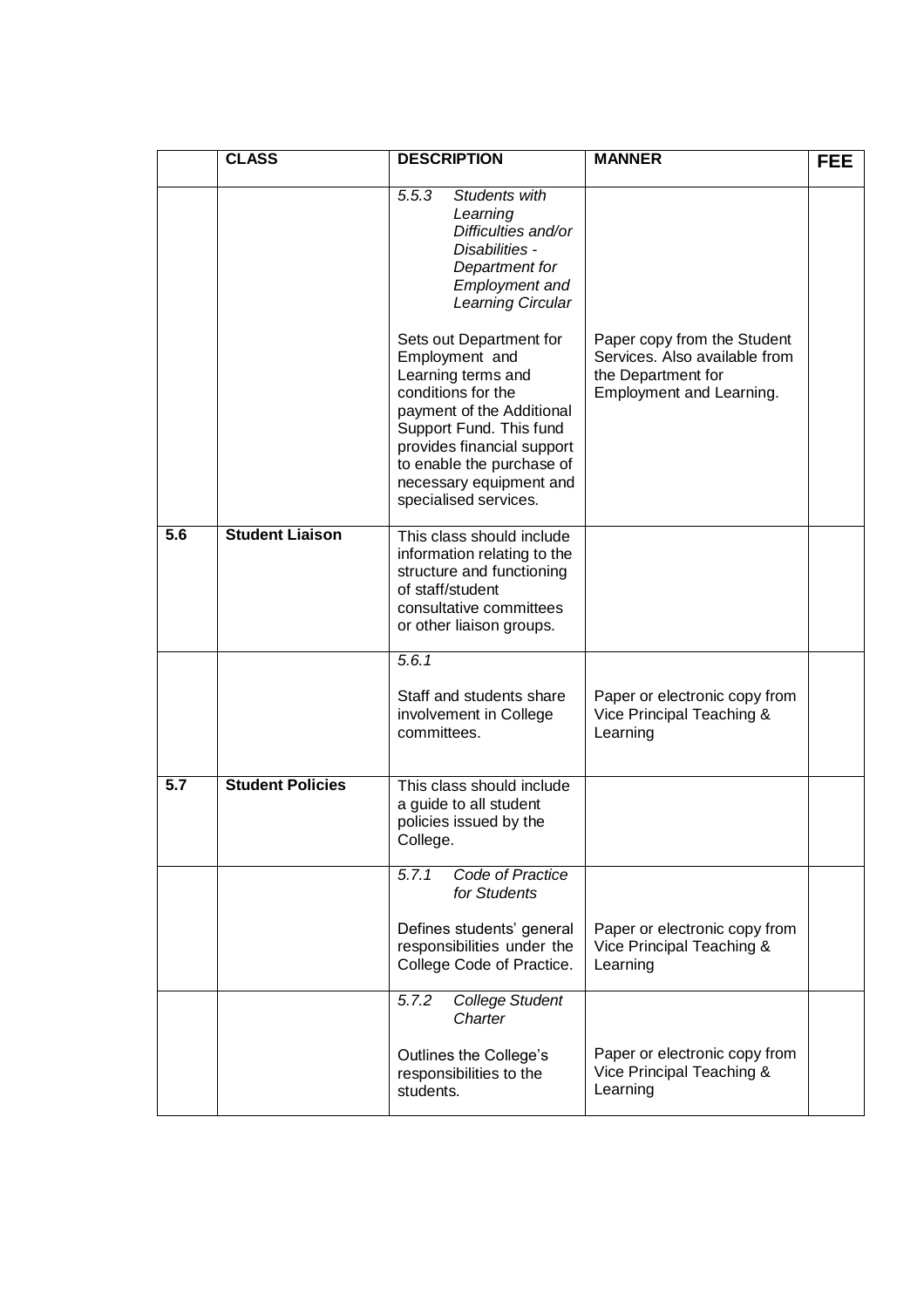|  | CLASS | DESCRIPTION | MANNER | FEE |
|---|---|---|---|---|
|  |  | *5.5.3 Students with Learning Difficulties and/or Disabilities - Department for Employment and Learning Circular*<br><br>Sets out Department for Employment and Learning terms and conditions for the payment of the Additional Support Fund. This fund provides financial support to enable the purchase of necessary equipment and specialised services. | Paper copy from the Student Services. Also available from the Department for Employment and Learning. |  |
| **5.6** | **Student Liaison** | This class should include information relating to the structure and functioning of staff/student consultative committees or other liaison groups. |  |  |
|  |  | *5.6.1*<br><br>Staff and students share involvement in College committees. | Paper or electronic copy from Vice Principal Teaching & Learning |  |
| **5.7** | **Student Policies** | This class should include a guide to all student policies issued by the College. |  |  |
|  |  | *5.7.1 Code of Practice for Students*<br><br>Defines students' general responsibilities under the College Code of Practice. | Paper or electronic copy from Vice Principal Teaching & Learning |  |
|  |  | *5.7.2 College Student Charter*<br><br>Outlines the College's responsibilities to the students. | Paper or electronic copy from Vice Principal Teaching & Learning |  |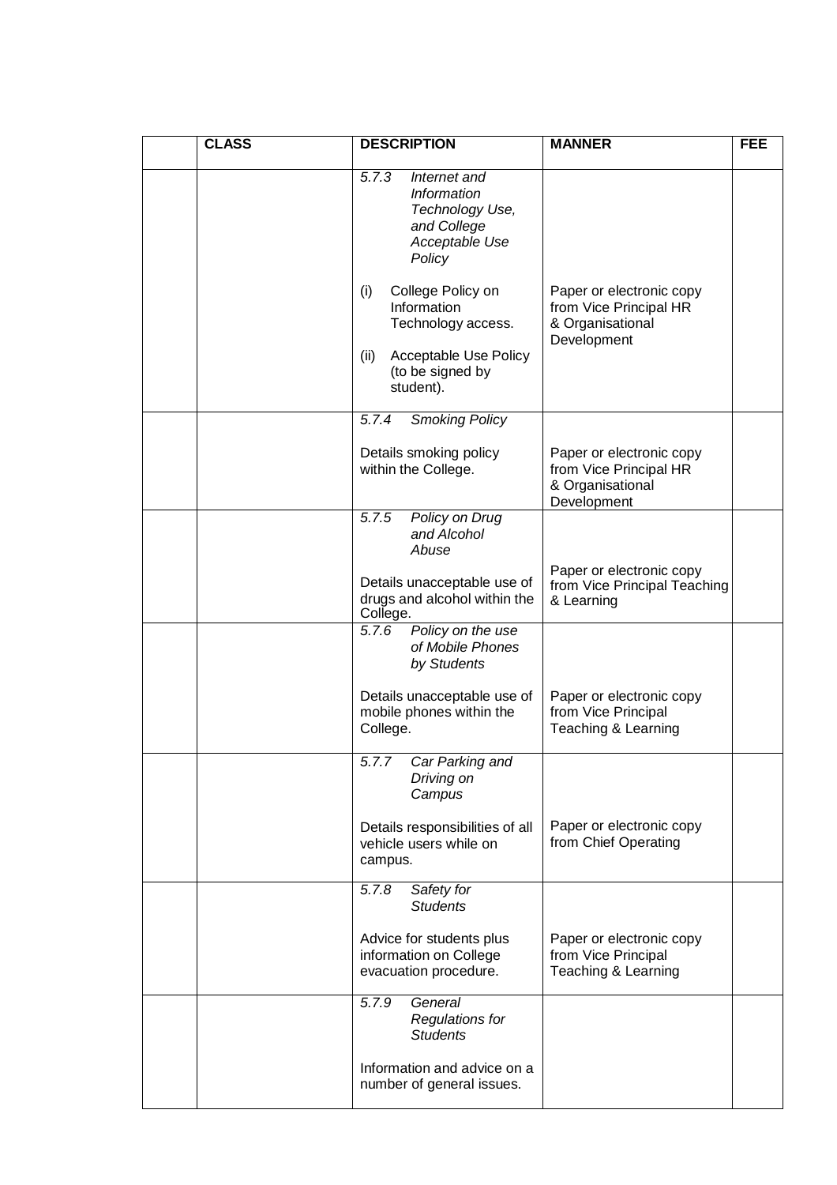|  | CLASS | DESCRIPTION | MANNER | FEE |
|---|---|---|---|---|
|  |  | 5.7.3 *Internet and Information Technology Use, and College Acceptable Use Policy*<br><br>(i) College Policy on Information Technology access.<br><br>(ii) Acceptable Use Policy (to be signed by student). | Paper or electronic copy from Vice Principal HR & Organisational Development |  |
|  |  | 5.7.4 *Smoking Policy*<br><br>Details smoking policy within the College. | Paper or electronic copy from Vice Principal HR & Organisational Development |  |
|  |  | 5.7.5 *Policy on Drug and Alcohol Abuse*<br><br>Details unacceptable use of drugs and alcohol within the College. | Paper or electronic copy from Vice Principal Teaching & Learning |  |
|  |  | 5.7.6 *Policy on the use of Mobile Phones by Students*<br><br>Details unacceptable use of mobile phones within the College. | Paper or electronic copy from Vice Principal Teaching & Learning |  |
|  |  | 5.7.7 *Car Parking and Driving on Campus*<br><br>Details responsibilities of all vehicle users while on campus. | Paper or electronic copy from Chief Operating |  |
|  |  | 5.7.8 *Safety for Students*<br><br>Advice for students plus information on College evacuation procedure. | Paper or electronic copy from Vice Principal Teaching & Learning |  |
|  |  | 5.7.9 *General Regulations for Students*<br><br>Information and advice on a number of general issues. |  |  |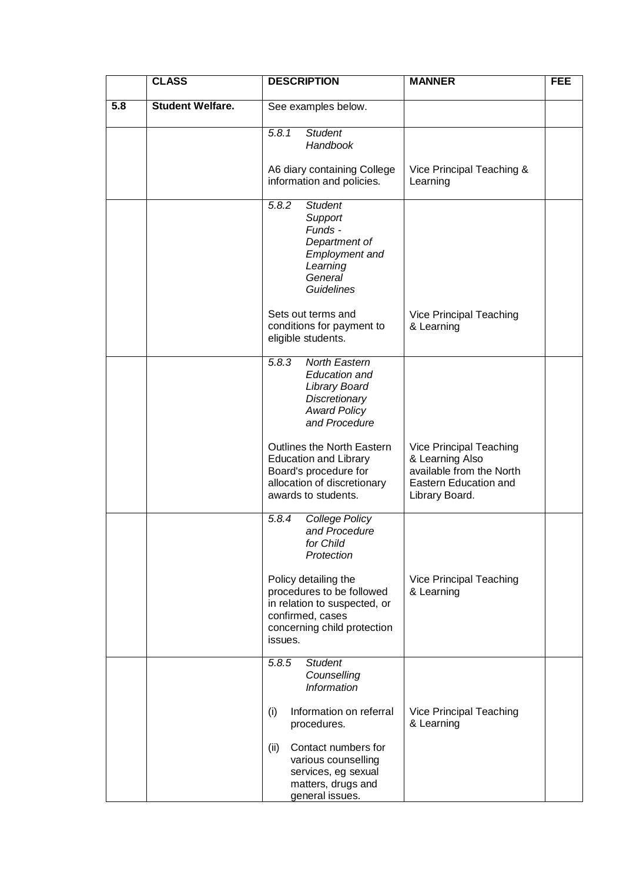| | CLASS | DESCRIPTION | MANNER | FEE |
|---|---|---|---|---|
| 5.8 | **Student Welfare.** | See examples below. | | |
| | | *5.8.1 Student Handbook*<br><br>A6 diary containing College information and policies. | Vice Principal Teaching & Learning | |
| | | *5.8.2 Student Support Funds - Department of Employment and Learning General Guidelines*<br><br>Sets out terms and conditions for payment to eligible students. | Vice Principal Teaching & Learning | |
| | | *5.8.3 North Eastern Education and Library Board Discretionary Award Policy and Procedure*<br><br>Outlines the North Eastern Education and Library Board's procedure for allocation of discretionary awards to students. | Vice Principal Teaching & Learning Also available from the North Eastern Education and Library Board. | |
| | | *5.8.4 College Policy and Procedure for Child Protection*<br><br>Policy detailing the procedures to be followed in relation to suspected, or confirmed, cases concerning child protection issues. | Vice Principal Teaching & Learning | |
| | | *5.8.5 Student Counselling Information*<br><br>(i) Information on referral procedures.<br><br>(ii) Contact numbers for various counselling services, eg sexual matters, drugs and general issues. | Vice Principal Teaching & Learning | |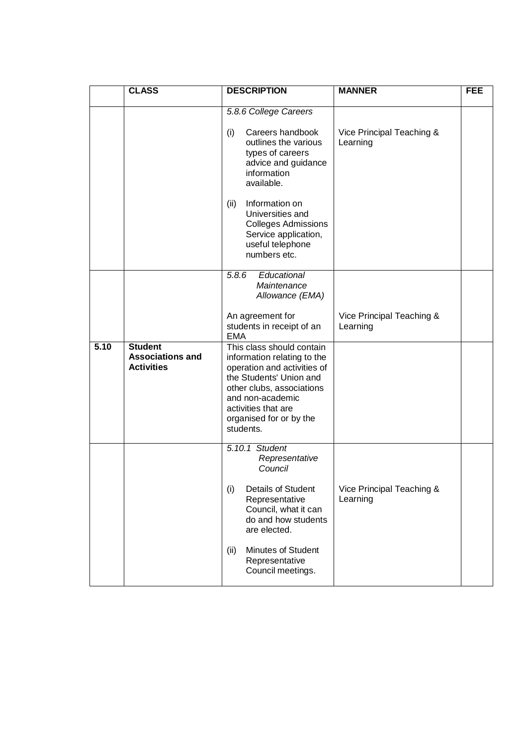| | CLASS | DESCRIPTION | MANNER | FEE |
|---|---|---|---|---|
| | | *5.8.6 College Careers*<br><br>(i) Careers handbook outlines the various types of careers advice and guidance information available.<br><br>(ii) Information on Universities and Colleges Admissions Service application, useful telephone numbers etc. | Vice Principal Teaching & Learning | |
| | | *5.8.6 Educational Maintenance Allowance (EMA)*<br><br>An agreement for students in receipt of an EMA | Vice Principal Teaching & Learning | |
| **5.10** | **Student Associations and Activities** | This class should contain information relating to the operation and activities of the Students' Union and other clubs, associations and non-academic activities that are organised for or by the students. | | |
| | | *5.10.1 Student Representative Council*<br><br>(i) Details of Student Representative Council, what it can do and how students are elected.<br><br>(ii) Minutes of Student Representative Council meetings. | Vice Principal Teaching & Learning | |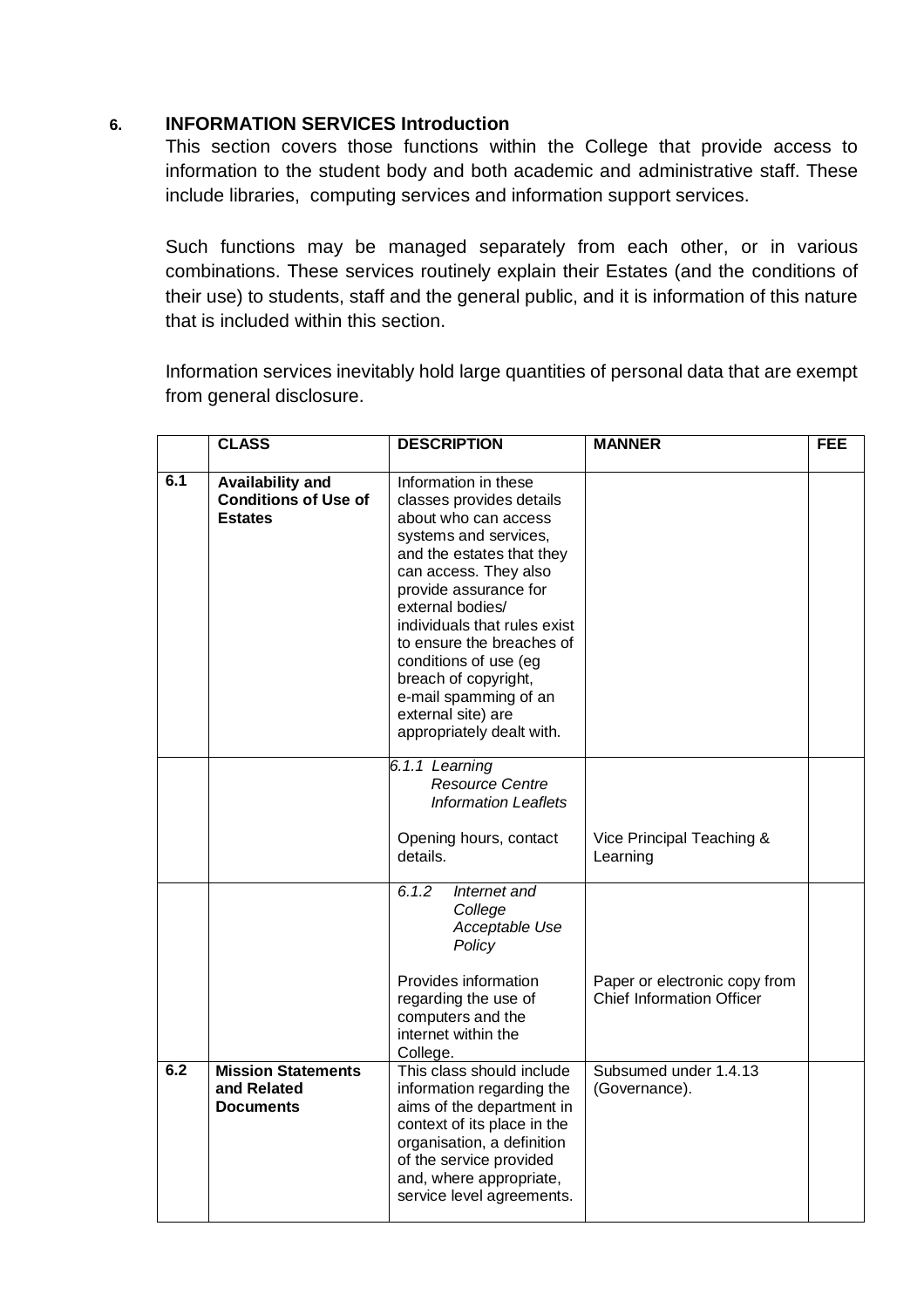## 6. INFORMATION SERVICES Introduction

This section covers those functions within the College that provide access to information to the student body and both academic and administrative staff. These include libraries, computing services and information support services.

Such functions may be managed separately from each other, or in various combinations. These services routinely explain their Estates (and the conditions of their use) to students, staff and the general public, and it is information of this nature that is included within this section.

Information services inevitably hold large quantities of personal data that are exempt from general disclosure.

| | CLASS | DESCRIPTION | MANNER | FEE |
|---|---|---|---|---|
| 6.1 | **Availability and Conditions of Use of Estates** | Information in these classes provides details about who can access systems and services, and the estates that they can access. They also provide assurance for external bodies/ individuals that rules exist to ensure the breaches of conditions of use (eg breach of copyright, e-mail spamming of an external site) are appropriately dealt with. | | |
| | | *6.1.1 Learning Resource Centre Information Leaflets*<br><br>Opening hours, contact details. | Vice Principal Teaching & Learning | |
| | | *6.1.2 Internet and College Acceptable Use Policy*<br><br>Provides information regarding the use of computers and the internet within the College. | Paper or electronic copy from Chief Information Officer | |
| 6.2 | **Mission Statements and Related Documents** | This class should include information regarding the aims of the department in context of its place in the organisation, a definition of the service provided and, where appropriate, service level agreements. | Subsumed under 1.4.13 (Governance). | |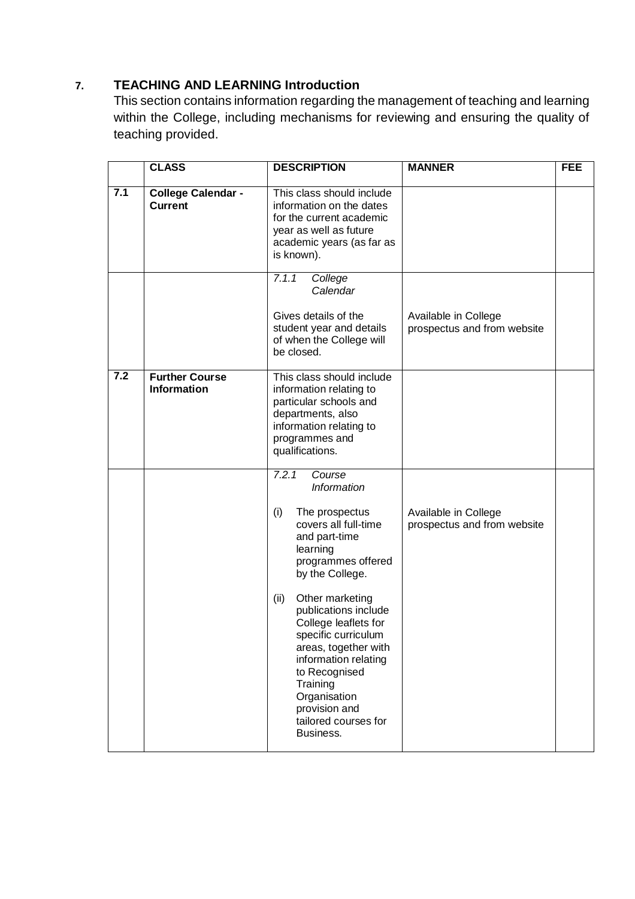## 7. TEACHING AND LEARNING Introduction

This section contains information regarding the management of teaching and learning within the College, including mechanisms for reviewing and ensuring the quality of teaching provided.

| | CLASS | DESCRIPTION | MANNER | FEE |
|---|---|---|---|---|
| 7.1 | **College Calendar - Current** | This class should include information on the dates for the current academic year as well as future academic years (as far as is known). | | |
| | | *7.1.1 College Calendar*<br><br>Gives details of the student year and details of when the College will be closed. | Available in College prospectus and from website | |
| 7.2 | **Further Course Information** | This class should include information relating to particular schools and departments, also information relating to programmes and qualifications. | | |
| | | *7.2.1 Course Information*<br><br>(i) The prospectus covers all full-time and part-time learning programmes offered by the College.<br><br>(ii) Other marketing publications include College leaflets for specific curriculum areas, together with information relating to Recognised Training Organisation provision and tailored courses for Business. | Available in College prospectus and from website | |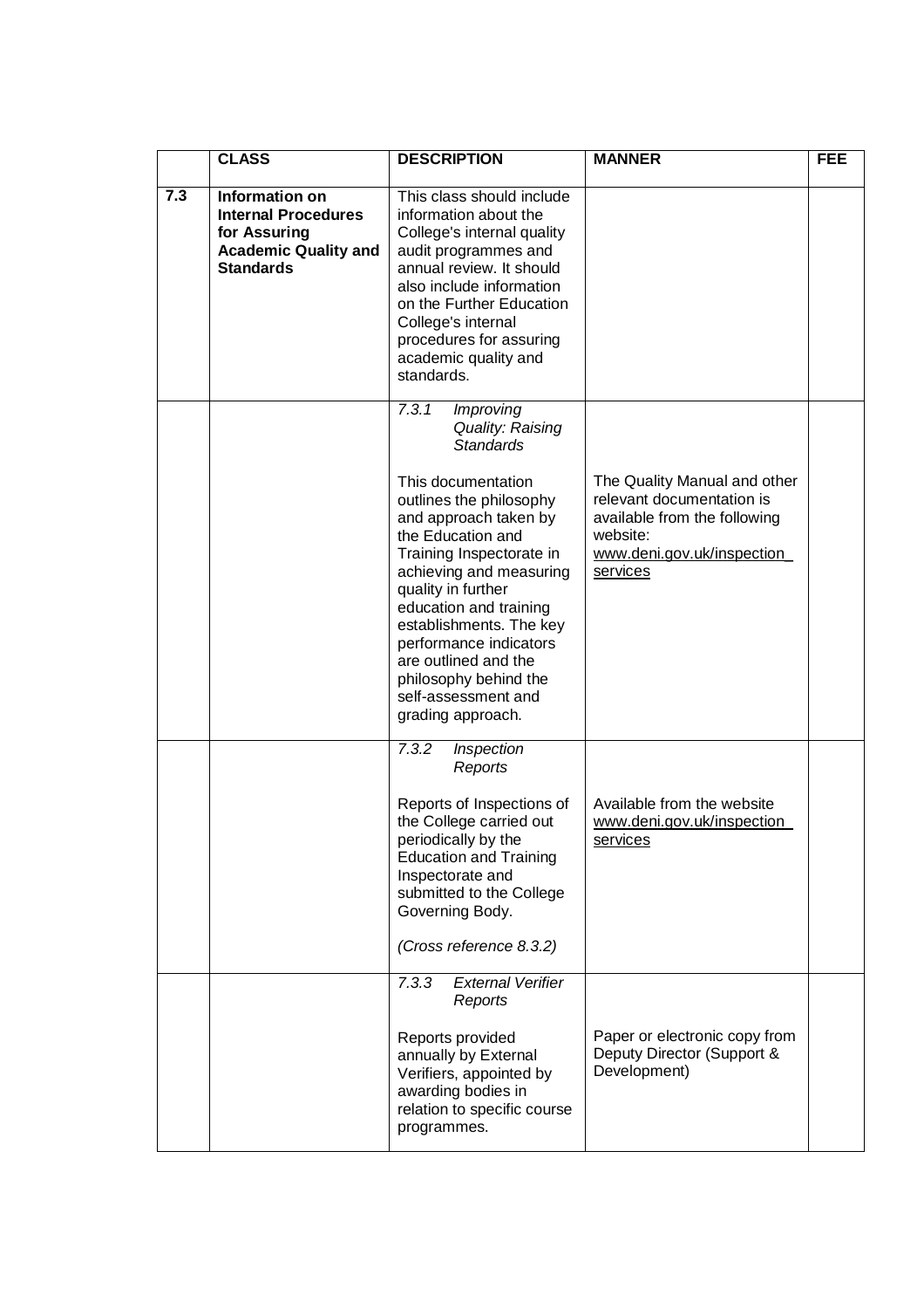| | CLASS | DESCRIPTION | MANNER | FEE |
|---|---|---|---|---|
| 7.3 | **Information on Internal Procedures for Assuring Academic Quality and Standards** | This class should include information about the College's internal quality audit programmes and annual review. It should also include information on the Further Education College's internal procedures for assuring academic quality and standards. | | |
| | | *7.3.1 Improving Quality: Raising Standards*<br><br>This documentation outlines the philosophy and approach taken by the Education and Training Inspectorate in achieving and measuring quality in further education and training establishments. The key performance indicators are outlined and the philosophy behind the self-assessment and grading approach. | The Quality Manual and other relevant documentation is available from the following website: www.deni.gov.uk/inspection_services | |
| | | *7.3.2 Inspection Reports*<br><br>Reports of Inspections of the College carried out periodically by the Education and Training Inspectorate and submitted to the College Governing Body.<br><br>*(Cross reference 8.3.2)* | Available from the website www.deni.gov.uk/inspection_services | |
| | | *7.3.3 External Verifier Reports*<br><br>Reports provided annually by External Verifiers, appointed by awarding bodies in relation to specific course programmes. | Paper or electronic copy from Deputy Director (Support & Development) | |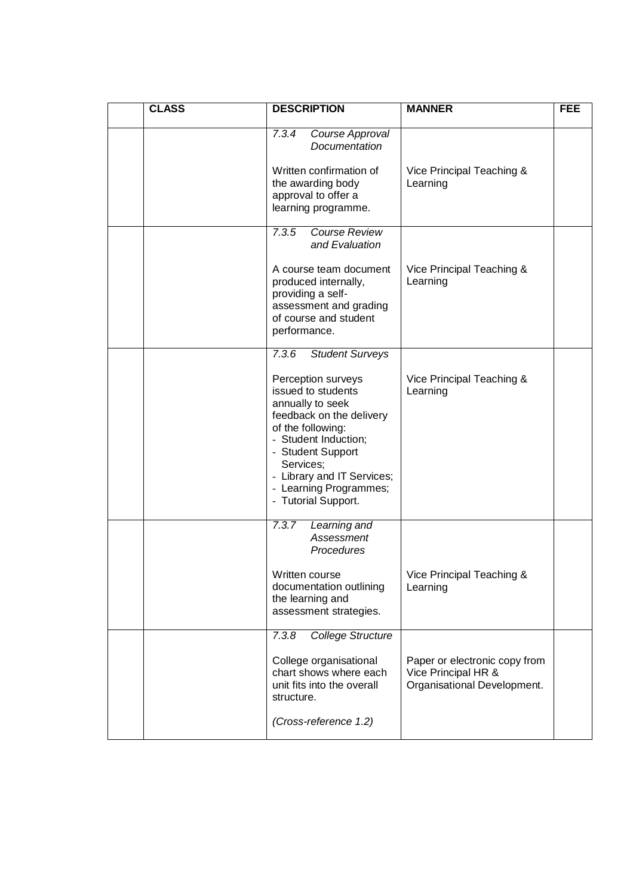|  | CLASS | DESCRIPTION | MANNER | FEE |
|---|---|---|---|---|
|  |  | *7.3.4 Course Approval Documentation*<br><br>Written confirmation of the awarding body approval to offer a learning programme. | Vice Principal Teaching & Learning |  |
|  |  | *7.3.5 Course Review and Evaluation*<br><br>A course team document produced internally, providing a self-assessment and grading of course and student performance. | Vice Principal Teaching & Learning |  |
|  |  | *7.3.6 Student Surveys*<br><br>Perception surveys issued to students annually to seek feedback on the delivery of the following:<br>- Student Induction;<br>- Student Support Services;<br>- Library and IT Services;<br>- Learning Programmes;<br>- Tutorial Support. | Vice Principal Teaching & Learning |  |
|  |  | *7.3.7 Learning and Assessment Procedures*<br><br>Written course documentation outlining the learning and assessment strategies. | Vice Principal Teaching & Learning |  |
|  |  | *7.3.8 College Structure*<br><br>College organisational chart shows where each unit fits into the overall structure.<br><br>*(Cross-reference 1.2)* | Paper or electronic copy from Vice Principal HR & Organisational Development. |  |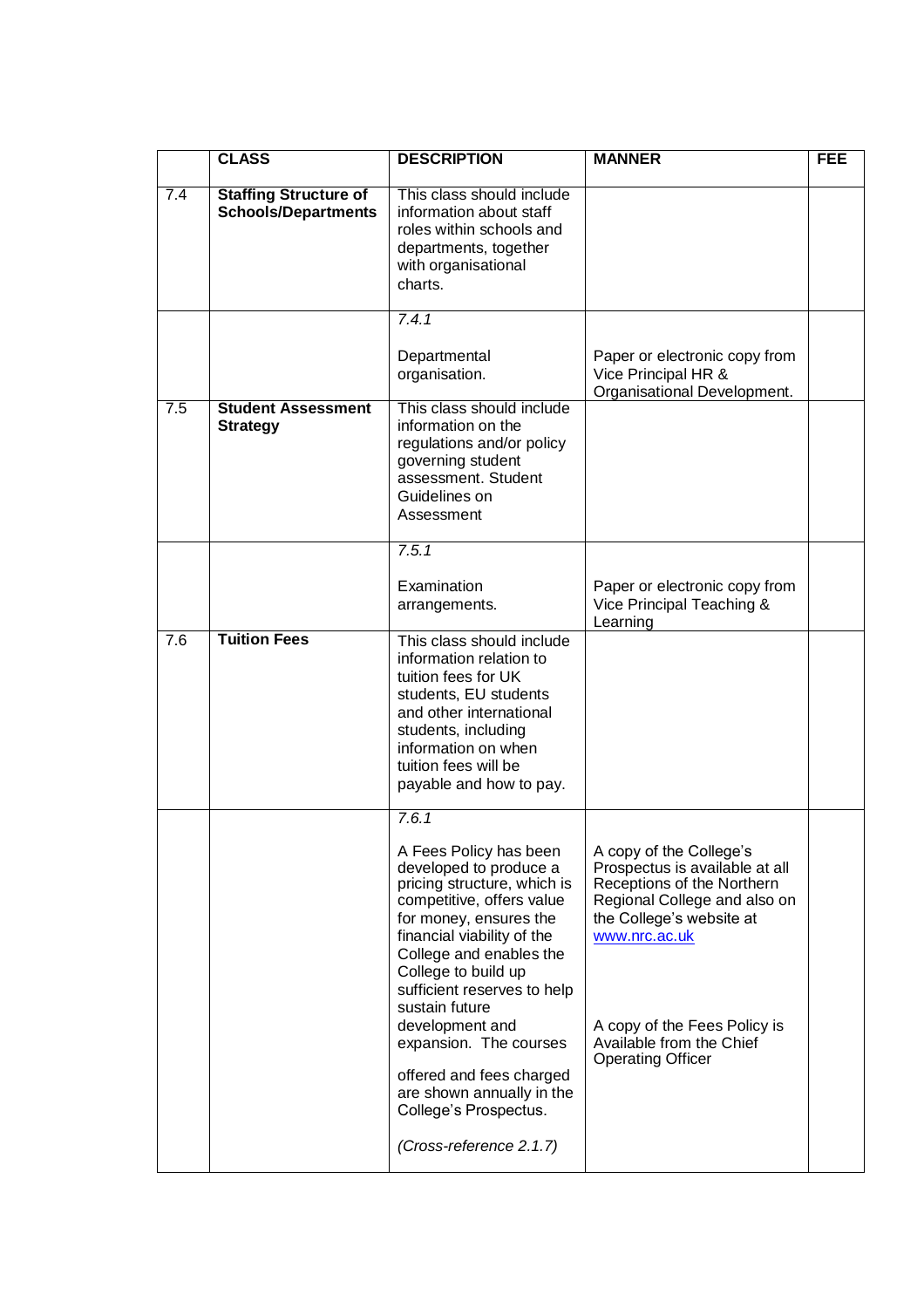|  | CLASS | DESCRIPTION | MANNER | FEE |
|---|---|---|---|---|
| 7.4 | **Staffing Structure of Schools/Departments** | This class should include information about staff roles within schools and departments, together with organisational charts. |  |  |
|  |  | *7.4.1*<br><br>Departmental organisation. | Paper or electronic copy from Vice Principal HR & Organisational Development. |  |
| 7.5 | **Student Assessment Strategy** | This class should include information on the regulations and/or policy governing student assessment. Student Guidelines on Assessment |  |  |
|  |  | *7.5.1*<br><br>Examination arrangements. | Paper or electronic copy from Vice Principal Teaching & Learning |  |
| 7.6 | **Tuition Fees** | This class should include information relation to tuition fees for UK students, EU students and other international students, including information on when tuition fees will be payable and how to pay. |  |  |
|  |  | *7.6.1*<br><br>A Fees Policy has been developed to produce a pricing structure, which is competitive, offers value for money, ensures the financial viability of the College and enables the College to build up sufficient reserves to help sustain future development and expansion. The courses offered and fees charged are shown annually in the College's Prospectus.<br><br>*(Cross-reference 2.1.7)* | A copy of the College's Prospectus is available at all Receptions of the Northern Regional College and also on the College's website at www.nrc.ac.uk<br><br>A copy of the Fees Policy is Available from the Chief Operating Officer |  |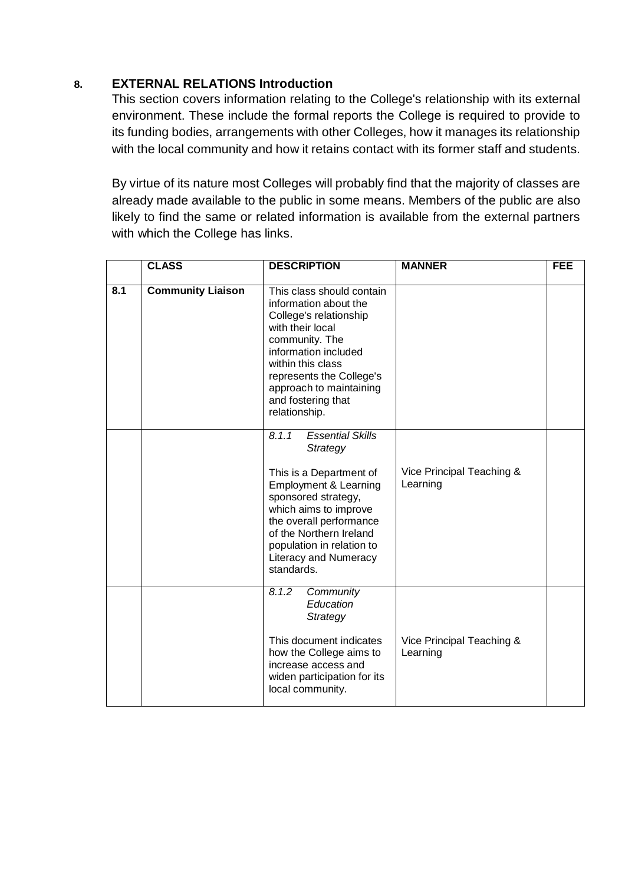## 8. EXTERNAL RELATIONS Introduction

This section covers information relating to the College's relationship with its external environment. These include the formal reports the College is required to provide to its funding bodies, arrangements with other Colleges, how it manages its relationship with the local community and how it retains contact with its former staff and students.

By virtue of its nature most Colleges will probably find that the majority of classes are already made available to the public in some means. Members of the public are also likely to find the same or related information is available from the external partners with which the College has links.

| | CLASS | DESCRIPTION | MANNER | FEE |
|---|---|---|---|---|
| 8.1 | **Community Liaison** | This class should contain information about the College's relationship with their local community. The information included within this class represents the College's approach to maintaining and fostering that relationship. | | |
| | | *8.1.1 Essential Skills Strategy*<br><br>This is a Department of Employment & Learning sponsored strategy, which aims to improve the overall performance of the Northern Ireland population in relation to Literacy and Numeracy standards. | Vice Principal Teaching & Learning | |
| | | *8.1.2 Community Education Strategy*<br><br>This document indicates how the College aims to increase access and widen participation for its local community. | Vice Principal Teaching & Learning | |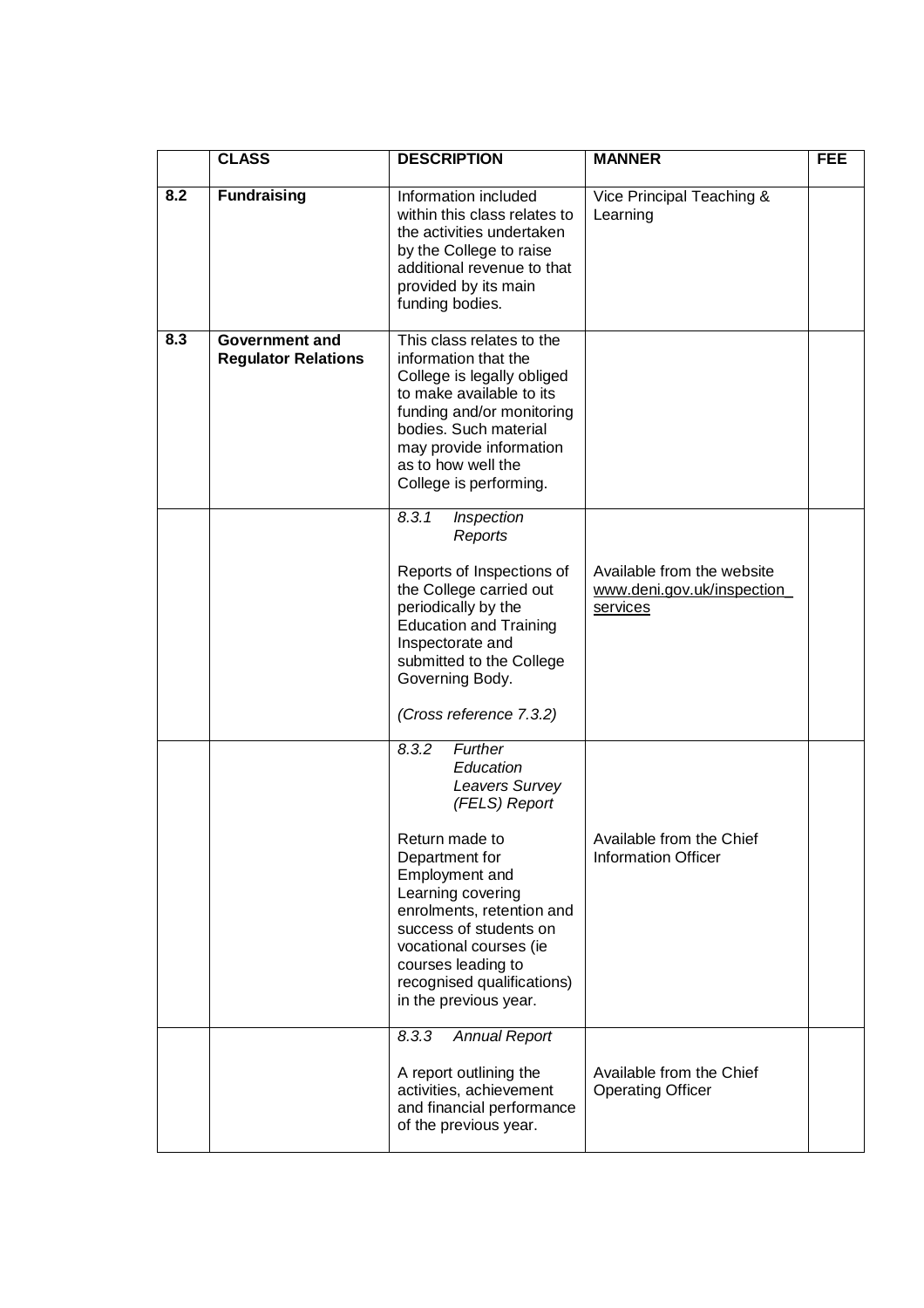|  | CLASS | DESCRIPTION | MANNER | FEE |
|---|---|---|---|---|
| **8.2** | **Fundraising** | Information included within this class relates to the activities undertaken by the College to raise additional revenue to that provided by its main funding bodies. | Vice Principal Teaching & Learning |  |
| **8.3** | **Government and Regulator Relations** | This class relates to the information that the College is legally obliged to make available to its funding and/or monitoring bodies. Such material may provide information as to how well the College is performing. |  |  |
|  |  | *8.3.1 Inspection Reports*<br><br>Reports of Inspections of the College carried out periodically by the Education and Training Inspectorate and submitted to the College Governing Body.<br><br>*(Cross reference 7.3.2)* | Available from the website www.deni.gov.uk/inspection_services |  |
|  |  | *8.3.2 Further Education Leavers Survey (FELS) Report*<br><br>Return made to Department for Employment and Learning covering enrolments, retention and success of students on vocational courses (ie courses leading to recognised qualifications) in the previous year. | Available from the Chief Information Officer |  |
|  |  | *8.3.3 Annual Report*<br><br>A report outlining the activities, achievement and financial performance of the previous year. | Available from the Chief Operating Officer |  |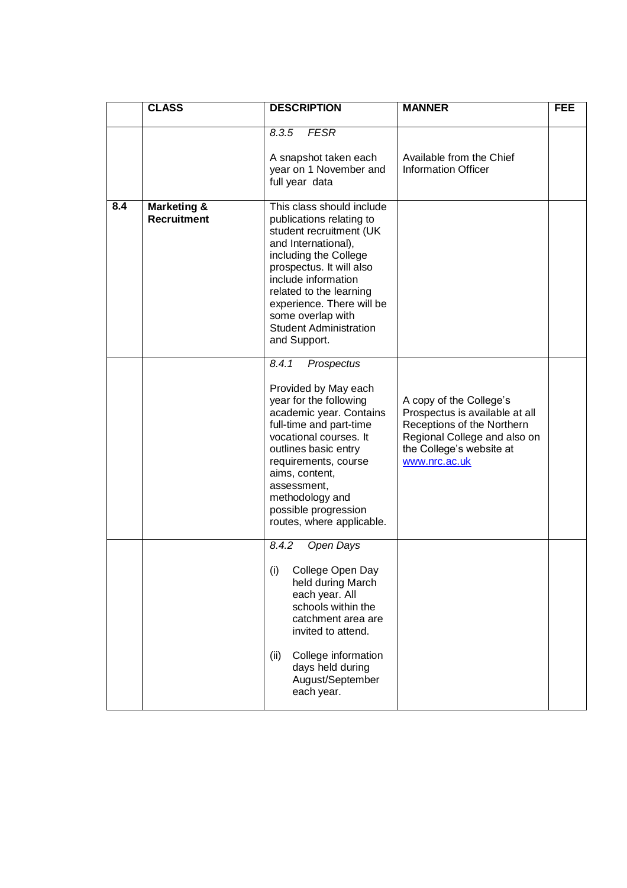| | CLASS | DESCRIPTION | MANNER | FEE |
|---|---|---|---|---|
| | | *8.3.5 FESR*<br><br>A snapshot taken each year on 1 November and full year data | Available from the Chief Information Officer | |
| **8.4** | **Marketing & Recruitment** | This class should include publications relating to student recruitment (UK and International), including the College prospectus. It will also include information related to the learning experience. There will be some overlap with Student Administration and Support. | | |
| | | *8.4.1 Prospectus*<br><br>Provided by May each year for the following academic year. Contains full-time and part-time vocational courses. It outlines basic entry requirements, course aims, content, assessment, methodology and possible progression routes, where applicable. | A copy of the College's Prospectus is available at all Receptions of the Northern Regional College and also on the College's website at [www.nrc.ac.uk](http://www.nrc.ac.uk) | |
| | | *8.4.2 Open Days*<br><br>(i) College Open Day held during March each year. All schools within the catchment area are invited to attend.<br><br>(ii) College information days held during August/September each year. | | |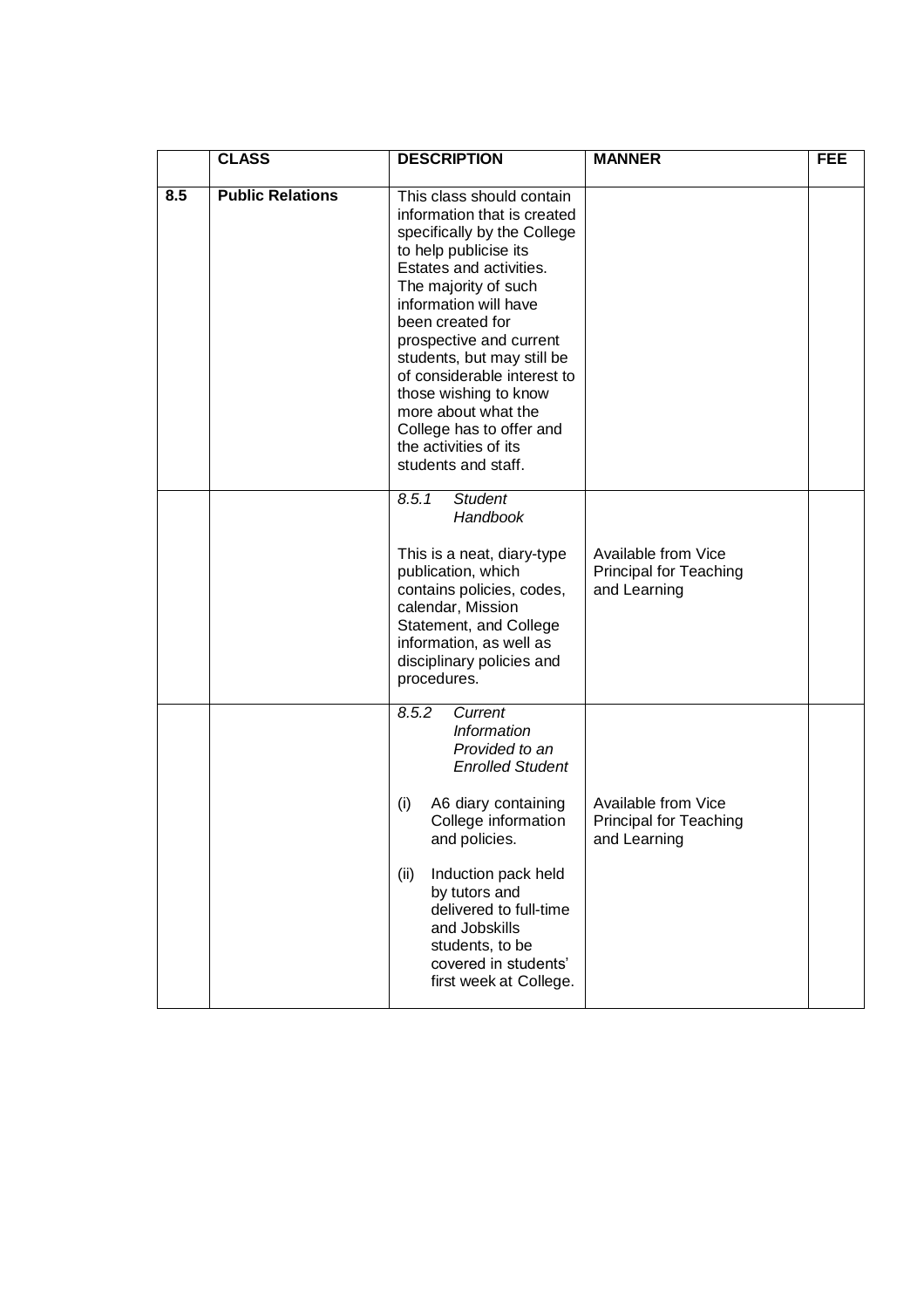| | CLASS | DESCRIPTION | MANNER | FEE |
|---|---|---|---|---|
| **8.5** | **Public Relations** | This class should contain information that is created specifically by the College to help publicise its Estates and activities. The majority of such information will have been created for prospective and current students, but may still be of considerable interest to those wishing to know more about what the College has to offer and the activities of its students and staff. | | |
| | | *8.5.1 Student Handbook*<br><br>This is a neat, diary-type publication, which contains policies, codes, calendar, Mission Statement, and College information, as well as disciplinary policies and procedures. | Available from Vice Principal for Teaching and Learning | |
| | | *8.5.2 Current Information Provided to an Enrolled Student*<br><br>(i) A6 diary containing College information and policies.<br><br>(ii) Induction pack held by tutors and delivered to full-time and Jobskills students, to be covered in students' first week at College. | Available from Vice Principal for Teaching and Learning | |